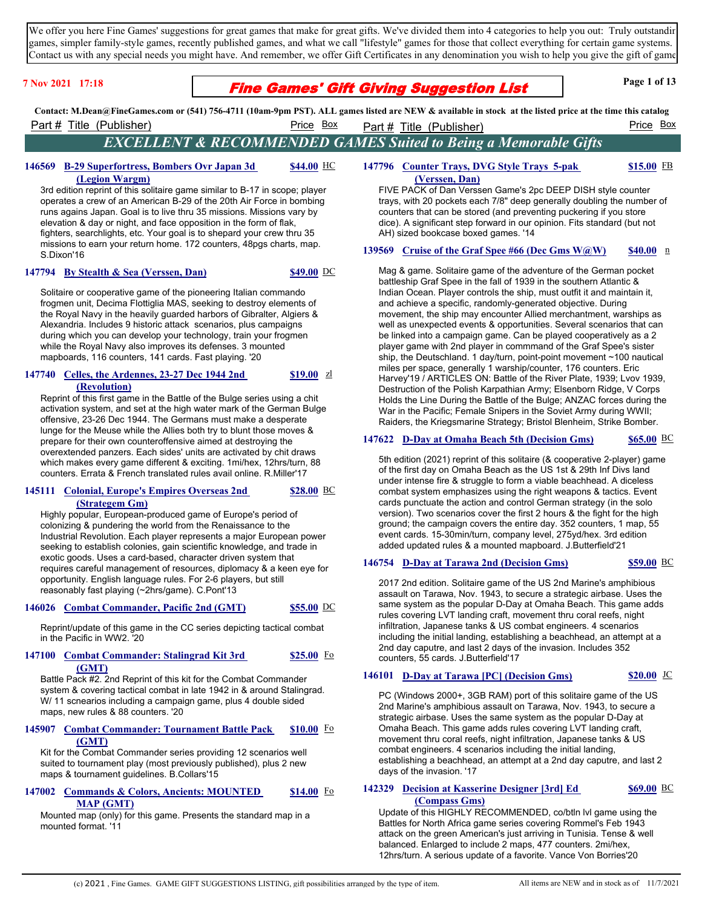We offer you here Fine Games' suggestions for great games that make for great gifts. We've divided them into 4 categories to help you out: Truly outstandir games, simpler family-style games, recently published games, and what we call "lifestyle" games for those that collect everything for certain game systems. Contact us with any special needs you might have. And remember, we offer Gift Certificates in any denomination you wish to help you give the gift of game

7 Nov 2021 17:18

# Fine Games' Gift Giving Suggestion List

**Contact: M.Dean@FineGames.com or (541) 756-4711 (10am-9pm PST). ALL games listed are NEW & available in stock at the listed price at the time this catalog**

Part # Title (Publisher) — Price — Box

## EXCELLENT & RECOMMENDED GAMES Suited to Being a Memorable Gifts

**146569 B-29 Superfortress, Bombers Ovr Japan 3d (Legion Wargm)** — **$44.00** HC

3rd edition reprint of this solitaire game similar to B-17 in scope; player operates a crew of an American B-29 of the 20th Air Force in bombing runs agains Japan. Goal is to live thru 35 missions. Missions vary by elevation & day or night, and face opposition in the form of flak, fighters, searchlights, etc. Your goal is to shepard your crew thru 35 missions to earn your return home. 172 counters, 48pgs charts, map. S.Dixon'16

**147794 By Stealth & Sea (Verssen, Dan)** — **$49.00** DC

Solitaire or cooperative game of the pioneering Italian commando frogmen unit, Decima Flottiglia MAS, seeking to destroy elements of the Royal Navy in the heavily guarded harbors of Gibralter, Algiers & Alexandria. Includes 9 historic attack scenarios, plus campaigns during which you can develop your technology, train your frogmen while the Royal Navy also improves its defenses. 3 mounted mapboards, 116 counters, 141 cards. Fast playing. '20

**147740 Celles, the Ardennes, 23-27 Dec 1944 2nd (Revolution)** — **$19.00** zl

Reprint of this first game in the Battle of the Bulge series using a chit activation system, and set at the high water mark of the German Bulge offensive, 23-26 Dec 1944. The Germans must make a desperate lunge for the Meuse while the Allies both try to blunt those moves & prepare for their own counteroffensive aimed at destroying the overextended panzers. Each sides' units are activated by chit draws which makes every game different & exciting. 1mi/hex, 12hrs/turn, 88 counters. Errata & French translated rules avail online. R.Miller'17

**145111 Colonial, Europe's Empires Overseas 2nd (Strategem Gm)** — **$28.00** BC

Highly popular, European-produced game of Europe's period of colonizing & pundering the world from the Renaissance to the Industrial Revolution. Each player represents a major European power seeking to establish colonies, gain scientific knowledge, and trade in exotic goods. Uses a card-based, character driven system that requires careful management of resources, diplomacy & a keen eye for opportunity. English language rules. For 2-6 players, but still reasonably fast playing (~2hrs/game). C.Pont'13

**146026 Combat Commander, Pacific 2nd (GMT)** — **$55.00** DC

Reprint/update of this game in the CC series depicting tactical combat in the Pacific in WW2. '20

**147100 Combat Commander: Stalingrad Kit 3rd (GMT)** — **$25.00** Fo

Battle Pack #2. 2nd Reprint of this kit for the Combat Commander system & covering tactical combat in late 1942 in & around Stalingrad. W/ 11 scnearios including a campaign game, plus 4 double sided maps, new rules & 88 counters. '20

**145907 Combat Commander: Tournament Battle Pack (GMT)** — **$10.00** Fo

Kit for the Combat Commander series providing 12 scenarios well suited to tournament play (most previously published), plus 2 new maps & tournament guidelines. B.Collars'15

**147002 Commands & Colors, Ancients: MOUNTED MAP (GMT)** — **$14.00** Fo

Mounted map (only) for this game. Presents the standard map in a mounted format. '11

**147796 Counter Trays, DVG Style Trays 5-pak (Verssen, Dan)** — **$15.00** FB

FIVE PACK of Dan Verssen Game's 2pc DEEP DISH style counter trays, with 20 pockets each 7/8" deep generally doubling the number of counters that can be stored (and preventing puckering if you store dice). A significant step forward in our opinion. Fits standard (but not AH) sized bookcase boxed games. '14

**139569 Cruise of the Graf Spee #66 (Dec Gms W@W)** — **$40.00** n

Mag & game. Solitaire game of the adventure of the German pocket battleship Graf Spee in the fall of 1939 in the southern Atlantic & Indian Ocean. Player controls the ship, must outfit it and maintain it, and achieve a specific, randomly-generated objective. During movement, the ship may encounter Allied merchantment, warships as well as unexpected events & opportunities. Several scenarios that can be linked into a campaign game. Can be played cooperatively as a 2 player game with 2nd player in commmand of the Graf Spee's sister ship, the Deutschland. 1 day/turn, point-point movement ~100 nautical miles per space, generally 1 warship/counter, 176 counters. Eric Harvey'19 / ARTICLES ON: Battle of the River Plate, 1939; Lvov 1939, Destruction of the Polish Karpathian Army; Elsenborn Ridge, V Corps Holds the Line During the Battle of the Bulge; ANZAC forces during the War in the Pacific; Female Snipers in the Soviet Army during WWII; Raiders, the Kriegsmarine Strategy; Bristol Blenheim, Strike Bomber.

**147622 D-Day at Omaha Beach 5th (Decision Gms)** — **$65.00** BC

5th edition (2021) reprint of this solitaire (& cooperative 2-player) game of the first day on Omaha Beach as the US 1st & 29th Inf Divs land under intense fire & struggle to form a viable beachhead. A diceless combat system emphasizes using the right weapons & tactics. Event cards punctuate the action and control German strategy (in the solo version). Two scenarios cover the first 2 hours & the fight for the high ground; the campaign covers the entire day. 352 counters, 1 map, 55 event cards. 15-30min/turn, company level, 275yd/hex. 3rd edition added updated rules & a mounted mapboard. J.Butterfield'21

**146754 D-Day at Tarawa 2nd (Decision Gms)** — **$59.00** BC

2017 2nd edition. Solitaire game of the US 2nd Marine's amphibious assault on Tarawa, Nov. 1943, to secure a strategic airbase. Uses the same system as the popular D-Day at Omaha Beach. This game adds rules covering LVT landing craft, movement thru coral reefs, night infiltration, Japanese tanks & US combat engineers. 4 scenarios including the initial landing, establishing a beachhead, an attempt at a 2nd day caputre, and last 2 days of the invasion. Includes 352 counters, 55 cards. J.Butterfield'17

**146101 D-Day at Tarawa [PC] (Decision Gms)** — **$20.00** JC

PC (Windows 2000+, 3GB RAM) port of this solitaire game of the US 2nd Marine's amphibious assault on Tarawa, Nov. 1943, to secure a strategic airbase. Uses the same system as the popular D-Day at Omaha Beach. This game adds rules covering LVT landing craft, movement thru coral reefs, night infiltration, Japanese tanks & US combat engineers. 4 scenarios including the initial landing, establishing a beachhead, an attempt at a 2nd day caputre, and last 2 days of the invasion. '17

**142329 Decision at Kasserine Designer [3rd] Ed (Compass Gms)** — **$69.00** BC

Update of this HIGHLY RECOMMENDED, co/btln lvl game using the Battles for North Africa game series covering Rommel's Feb 1943 attack on the green American's just arriving in Tunisia. Tense & well balanced. Enlarged to include 2 maps, 477 counters. 2mi/hex, 12hrs/turn. A serious update of a favorite. Vance Von Borries'20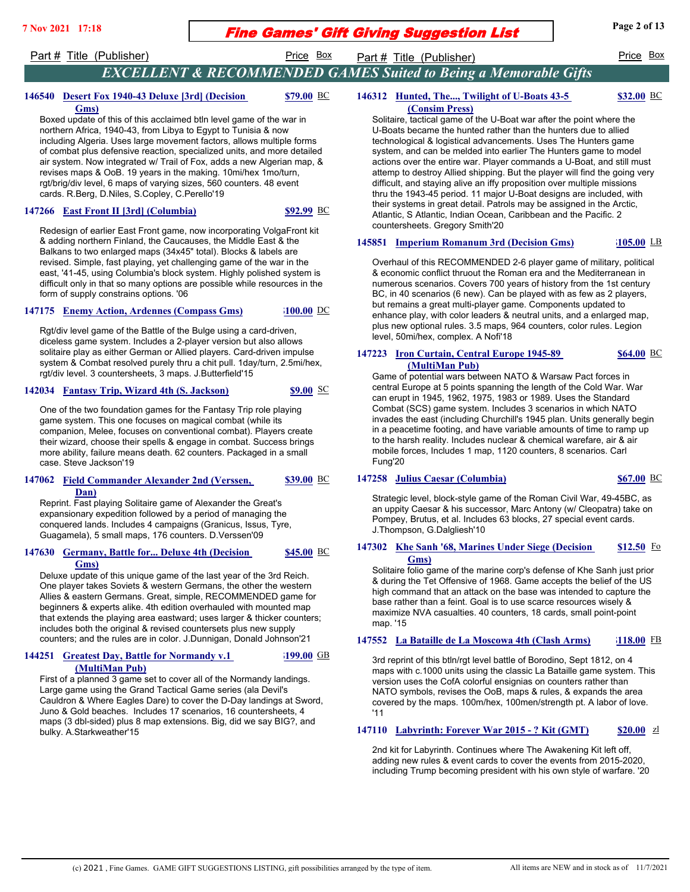## EXCELLENT & RECOMMENDED GAMES Suited to Being a Memorable Gifts

**146540 Desert Fox 1940-43 Deluxe [3rd] (Decision Gms)** — **$79.00** BC

Boxed update of this of this acclaimed btln level game of the war in northern Africa, 1940-43, from Libya to Egypt to Tunisia & now including Algeria. Uses large movement factors, allows multiple forms of combat plus defensive reaction, specialized units, and more detailed air system. Now integrated w/ Trail of Fox, adds a new Algerian map, & revises maps & OoB. 19 years in the making. 10mi/hex 1mo/turn, rgt/brig/div level, 6 maps of varying sizes, 560 counters. 48 event cards. R.Berg, D.Niles, S.Copley, C.Perello'19

**147266 East Front II [3rd] (Columbia)** — **$92.99** BC

Redesign of earlier East Front game, now incorporating VolgaFront kit & adding northern Finland, the Caucauses, the Middle East & the Balkans to two enlarged maps (34x45" total). Blocks & labels are revised. Simple, fast playing, yet challenging game of the war in the east, '41-45, using Columbia's block system. Highly polished system is difficult only in that so many options are possible while resources in the form of supply constrains options. '06

**147175 Enemy Action, Ardennes (Compass Gms)** — **$100.00** DC

Rgt/div level game of the Battle of the Bulge using a card-driven, diceless game system. Includes a 2-player version but also allows solitaire play as either German or Allied players. Card-driven impulse system & Combat resolved purely thru a chit pull. 1day/turn, 2.5mi/hex, rgt/div level. 3 countersheets, 3 maps. J.Butterfield'15

**142034 Fantasy Trip, Wizard 4th (S. Jackson)** — **$9.00** SC

One of the two foundation games for the Fantasy Trip role playing game system. This one focuses on magical combat (while its companion, Melee, focuses on conventional combat). Players create their wizard, choose their spells & engage in combat. Success brings more ability, failure means death. 62 counters. Packaged in a small case. Steve Jackson'19

**147062 Field Commander Alexander 2nd (Verssen, Dan)** — **$39.00** BC

Reprint. Fast playing Solitaire game of Alexander the Great's expansionary expedition followed by a period of managing the conquered lands. Includes 4 campaigns (Granicus, Issus, Tyre, Guagamela), 5 small maps, 176 counters. D.Verssen'09

**147630 Germany, Battle for... Deluxe 4th (Decision Gms)** — **$45.00** BC

Deluxe update of this unique game of the last year of the 3rd Reich. One player takes Soviets & western Germans, the other the western Allies & eastern Germans. Great, simple, RECOMMENDED game for beginners & experts alike. 4th edition overhauled with mounted map that extends the playing area eastward; uses larger & thicker counters; includes both the original & revised countersets plus new supply counters; and the rules are in color. J.Dunnigan, Donald Johnson'21

**144251 Greatest Day, Battle for Normandy v.1 (MultiMan Pub)** — **$199.00** GB

First of a planned 3 game set to cover all of the Normandy landings. Large game using the Grand Tactical Game series (ala Devil's Cauldron & Where Eagles Dare) to cover the D-Day landings at Sword, Juno & Gold beaches. Includes 17 scenarios, 16 countersheets, 4 maps (3 dbl-sided) plus 8 map extensions. Big, did we say BIG?, and bulky. A.Starkweather'15

**146312 Hunted, The..., Twilight of U-Boats 43-5 (Consim Press)** — **$32.00** BC

Solitaire, tactical game of the U-Boat war after the point where the U-Boats became the hunted rather than the hunters due to allied technological & logistical advancements. Uses The Hunters game system, and can be melded into earlier The Hunters game to model actions over the entire war. Player commands a U-Boat, and still must attemp to destroy Allied shipping. But the player will find the going very difficult, and staying alive an iffy proposition over multiple missions thru the 1943-45 period. 11 major U-Boat designs are included, with their systems in great detail. Patrols may be assigned in the Arctic, Atlantic, S Atlantic, Indian Ocean, Caribbean and the Pacific. 2 countersheets. Gregory Smith'20

**145851 Imperium Romanum 3rd (Decision Gms)** — **$105.00** LB

Overhaul of this RECOMMENDED 2-6 player game of military, political & economic conflict thruout the Roman era and the Mediterranean in numerous scenarios. Covers 700 years of history from the 1st century BC, in 40 scenarios (6 new). Can be played with as few as 2 players, but remains a great multi-player game. Components updated to enhance play, with color leaders & neutral units, and a enlarged map, plus new optional rules. 3.5 maps, 964 counters, color rules. Legion level, 50mi/hex, complex. A Nofi'18

**147223 Iron Curtain, Central Europe 1945-89 (MultiMan Pub)** — **$64.00** BC

Game of potential wars between NATO & Warsaw Pact forces in central Europe at 5 points spanning the length of the Cold War. War can erupt in 1945, 1962, 1975, 1983 or 1989. Uses the Standard Combat (SCS) game system. Includes 3 scenarios in which NATO invades the east (including Churchill's 1945 plan. Units generally begin in a peacetime footing, and have variable amounts of time to ramp up to the harsh reality. Includes nuclear & chemical warefare, air & air mobile forces, Includes 1 map, 1120 counters, 8 scenarios. Carl Fung'20

**147258 Julius Caesar (Columbia)** — **$67.00** BC

Strategic level, block-style game of the Roman Civil War, 49-45BC, as an uppity Caesar & his successor, Marc Antony (w/ Cleopatra) take on Pompey, Brutus, et al. Includes 63 blocks, 27 special event cards. J.Thompson, G.Dalgliesh'10

**147302 Khe Sanh '68, Marines Under Siege (Decision Gms)** — **$12.50** Fo

Solitaire folio game of the marine corp's defense of Khe Sanh just prior & during the Tet Offensive of 1968. Game accepts the belief of the US high command that an attack on the base was intended to capture the base rather than a feint. Goal is to use scarce resources wisely & maximize NVA casualties. 40 counters, 18 cards, small point-point map. '15

**147552 La Bataille de La Moscowa 4th (Clash Arms)** — **$118.00** FB

3rd reprint of this btln/rgt level battle of Borodino, Sept 1812, on 4 maps with c.1000 units using the classic La Bataille game system. This version uses the CofA colorful ensignias on counters rather than NATO symbols, revises the OoB, maps & rules, & expands the area covered by the maps. 100m/hex, 100men/strength pt. A labor of love. '11

**147110 Labyrinth: Forever War 2015 - ? Kit (GMT)** — **$20.00** zl

2nd kit for Labyrinth. Continues where The Awakening Kit left off, adding new rules & event cards to cover the events from 2015-2020, including Trump becoming president with his own style of warfare. '20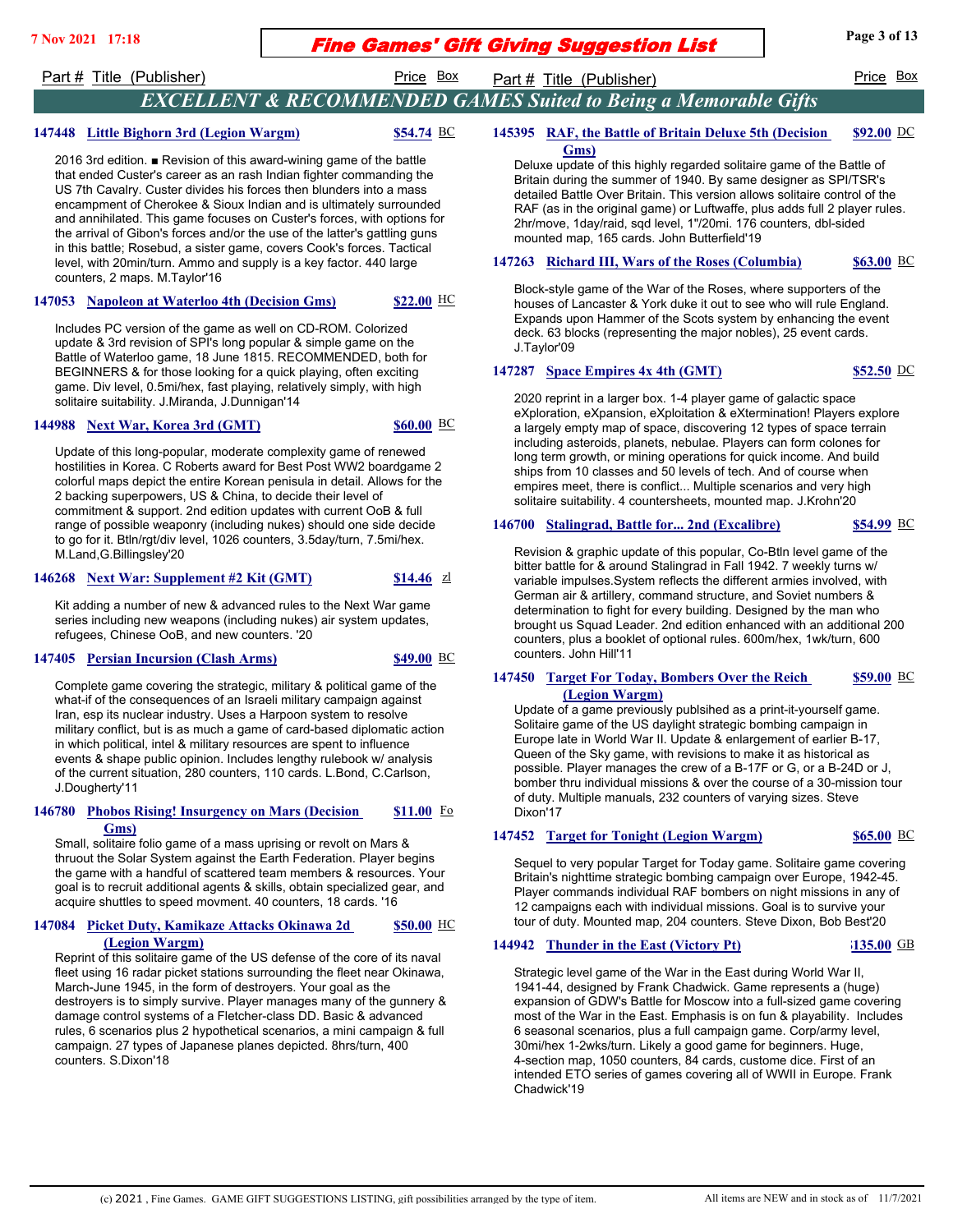## EXCELLENT & RECOMMENDED GAMES Suited to Being a Memorable Gifts

**147448 Little Bighorn 3rd (Legion Wargm)** — $54.74 BC

2016 3rd edition. ■ Revision of this award-wining game of the battle that ended Custer's career as an rash Indian fighter commanding the US 7th Cavalry. Custer divides his forces then blunders into a mass encampment of Cherokee & Sioux Indian and is ultimately surrounded and annihilated. This game focuses on Custer's forces, with options for the arrival of Gibon's forces and/or the use of the latter's gattling guns in this battle; Rosebud, a sister game, covers Cook's forces. Tactical level, with 20min/turn. Ammo and supply is a key factor. 440 large counters, 2 maps. M.Taylor'16

**147053 Napoleon at Waterloo 4th (Decision Gms)** — $22.00 HC

Includes PC version of the game as well on CD-ROM. Colorized update & 3rd revision of SPI's long popular & simple game on the Battle of Waterloo game, 18 June 1815. RECOMMENDED, both for BEGINNERS & for those looking for a quick playing, often exciting game. Div level, 0.5mi/hex, fast playing, relatively simply, with high solitaire suitability. J.Miranda, J.Dunnigan'14

**144988 Next War, Korea 3rd (GMT)** — $60.00 BC

Update of this long-popular, moderate complexity game of renewed hostilities in Korea. C Roberts award for Best Post WW2 boardgame 2 colorful maps depict the entire Korean penisula in detail. Allows for the 2 backing superpowers, US & China, to decide their level of commitment & support. 2nd edition updates with current OoB & full range of possible weaponry (including nukes) should one side decide to go for it. Btln/rgt/div level, 1026 counters, 3.5day/turn, 7.5mi/hex. M.Land,G.Billingsley'20

**146268 Next War: Supplement #2 Kit (GMT)** — $14.46 zl

Kit adding a number of new & advanced rules to the Next War game series including new weapons (including nukes) air system updates, refugees, Chinese OoB, and new counters. '20

**147405 Persian Incursion (Clash Arms)** — $49.00 BC

Complete game covering the strategic, military & political game of the what-if of the consequences of an Israeli military campaign against Iran, esp its nuclear industry. Uses a Harpoon system to resolve military conflict, but is as much a game of card-based diplomatic action in which political, intel & military resources are spent to influence events & shape public opinion. Includes lengthy rulebook w/ analysis of the current situation, 280 counters, 110 cards. L.Bond, C.Carlson, J.Dougherty'11

**146780 Phobos Rising! Insurgency on Mars (Decision Gms)** — $11.00 Fo

Small, solitaire folio game of a mass uprising or revolt on Mars & thruout the Solar System against the Earth Federation. Player begins the game with a handful of scattered team members & resources. Your goal is to recruit additional agents & skills, obtain specialized gear, and acquire shuttles to speed movment. 40 counters, 18 cards. '16

**147084 Picket Duty, Kamikaze Attacks Okinawa 2d (Legion Wargm)** — $50.00 HC

Reprint of this solitaire game of the US defense of the core of its naval fleet using 16 radar picket stations surrounding the fleet near Okinawa, March-June 1945, in the form of destroyers. Your goal as the destroyers is to simply survive. Player manages many of the gunnery & damage control systems of a Fletcher-class DD. Basic & advanced rules, 6 scenarios plus 2 hypothetical scenarios, a mini campaign & full campaign. 27 types of Japanese planes depicted. 8hrs/turn, 400 counters. S.Dixon'18

**145395 RAF, the Battle of Britain Deluxe 5th (Decision Gms)** — $92.00 DC

Deluxe update of this highly regarded solitaire game of the Battle of Britain during the summer of 1940. By same designer as SPI/TSR's detailed Battle Over Britain. This version allows solitaire control of the RAF (as in the original game) or Luftwaffe, plus adds full 2 player rules. 2hr/move, 1day/raid, sqd level, 1"/20mi. 176 counters, dbl-sided mounted map, 165 cards. John Butterfield'19

**147263 Richard III, Wars of the Roses (Columbia)** — $63.00 BC

Block-style game of the War of the Roses, where supporters of the houses of Lancaster & York duke it out to see who will rule England. Expands upon Hammer of the Scots system by enhancing the event deck. 63 blocks (representing the major nobles), 25 event cards. J.Taylor'09

**147287 Space Empires 4x 4th (GMT)** — $52.50 DC

2020 reprint in a larger box. 1-4 player game of galactic space eXploration, eXpansion, eXploitation & eXtermination! Players explore a largely empty map of space, discovering 12 types of space terrain including asteroids, planets, nebulae. Players can form colones for long term growth, or mining operations for quick income. And build ships from 10 classes and 50 levels of tech. And of course when empires meet, there is conflict... Multiple scenarios and very high solitaire suitability. 4 countersheets, mounted map. J.Krohn'20

**146700 Stalingrad, Battle for... 2nd (Excalibre)** — $54.99 BC

Revision & graphic update of this popular, Co-Btln level game of the bitter battle for & around Stalingrad in Fall 1942. 7 weekly turns w/ variable impulses.System reflects the different armies involved, with German air & artillery, command structure, and Soviet numbers & determination to fight for every building. Designed by the man who brought us Squad Leader. 2nd edition enhanced with an additional 200 counters, plus a booklet of optional rules. 600m/hex, 1wk/turn, 600 counters. John Hill'11

**147450 Target For Today, Bombers Over the Reich (Legion Wargm)** — $59.00 BC

Update of a game previously publsihed as a print-it-yourself game. Solitaire game of the US daylight strategic bombing campaign in Europe late in World War II. Update & enlargement of earlier B-17, Queen of the Sky game, with revisions to make it as historical as possible. Player manages the crew of a B-17F or G, or a B-24D or J, bomber thru individual missions & over the course of a 30-mission tour of duty. Multiple manuals, 232 counters of varying sizes. Steve Dixon'17

**147452 Target for Tonight (Legion Wargm)** — $65.00 BC

Sequel to very popular Target for Today game. Solitaire game covering Britain's nighttime strategic bombing campaign over Europe, 1942-45. Player commands individual RAF bombers on night missions in any of 12 campaigns each with individual missions. Goal is to survive your tour of duty. Mounted map, 204 counters. Steve Dixon, Bob Best'20

**144942 Thunder in the East (Victory Pt)** — $135.00 GB

Strategic level game of the War in the East during World War II, 1941-44, designed by Frank Chadwick. Game represents a (huge) expansion of GDW's Battle for Moscow into a full-sized game covering most of the War in the East. Emphasis is on fun & playability. Includes 6 seasonal scenarios, plus a full campaign game. Corp/army level, 30mi/hex 1-2wks/turn. Likely a good game for beginners. Huge, 4-section map, 1050 counters, 84 cards, custome dice. First of an intended ETO series of games covering all of WWII in Europe. Frank Chadwick'19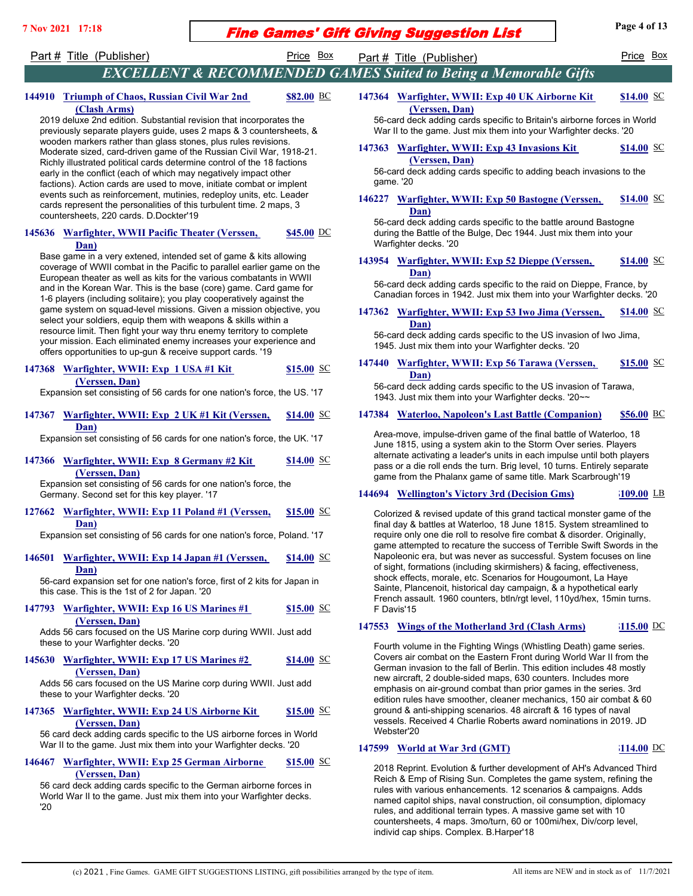## EXCELLENT & RECOMMENDED GAMES Suited to Being a Memorable Gifts

Part # Title (Publisher) — Price Box

**144910 Triumph of Chaos, Russian Civil War 2nd (Clash Arms)** — **$82.00** BC

2019 deluxe 2nd edition. Substantial revision that incorporates the previously separate players guide, uses 2 maps & 3 countersheets, & wooden markers rather than glass stones, plus rules revisions. Moderate sized, card-driven game of the Russian Civil War, 1918-21. Richly illustrated political cards determine control of the 18 factions early in the conflict (each of which may negatively impact other factions). Action cards are used to move, initiate combat or implent events such as reinforcement, mutinies, redeploy units, etc. Leader cards represent the personalities of this turbulent time. 2 maps, 3 countersheets, 220 cards. D.Dockter'19

**145636 Warfighter, WWII Pacific Theater (Verssen, Dan)** — **$45.00** DC

Base game in a very extened, intended set of game & kits allowing coverage of WWII combat in the Pacific to parallel earlier game on the European theater as well as kits for the various combatants in WWII and in the Korean War. This is the base (core) game. Card game for 1-6 players (including solitaire); you play cooperatively against the game system on squad-level missions. Given a mission objective, you select your soldiers, equip them with weapons & skills within a resource limit. Then fight your way thru enemy territory to complete your mission. Each eliminated enemy increases your experience and offers opportunities to up-gun & receive support cards. '19

**147368 Warfighter, WWII: Exp 1 USA #1 Kit (Verssen, Dan)** — **$15.00** SC

Expansion set consisting of 56 cards for one nation's force, the US. '17

**147367 Warfighter, WWII: Exp 2 UK #1 Kit (Verssen, Dan)** — **$14.00** SC

Expansion set consisting of 56 cards for one nation's force, the UK. '17

**147366 Warfighter, WWII: Exp 8 Germany #2 Kit (Verssen, Dan)** — **$14.00** SC

Expansion set consisting of 56 cards for one nation's force, the Germany. Second set for this key player. '17

**127662 Warfighter, WWII: Exp 11 Poland #1 (Verssen, Dan)** — **$15.00** SC

Expansion set consisting of 56 cards for one nation's force, Poland. '17

**146501 Warfighter, WWII: Exp 14 Japan #1 (Verssen, Dan)** — **$14.00** SC

56-card expansion set for one nation's force, first of 2 kits for Japan in this case. This is the 1st of 2 for Japan. '20

**147793 Warfighter, WWII: Exp 16 US Marines #1 (Verssen, Dan)** — **$15.00** SC

Adds 56 cars focused on the US Marine corp during WWII. Just add these to your Warfighter decks. '20

**145630 Warfighter, WWII: Exp 17 US Marines #2 (Verssen, Dan)** — **$14.00** SC

Adds 56 cars focused on the US Marine corp during WWII. Just add these to your Warfighter decks. '20

**147365 Warfighter, WWII: Exp 24 US Airborne Kit (Verssen, Dan)** — **$15.00** SC

56 card deck adding cards specific to the US airborne forces in World War II to the game. Just mix them into your Warfighter decks. '20

**146467 Warfighter, WWII: Exp 25 German Airborne (Verssen, Dan)** — **$15.00** SC

56 card deck adding cards specific to the German airborne forces in World War II to the game. Just mix them into your Warfighter decks. '20

**147364 Warfighter, WWII: Exp 40 UK Airborne Kit (Verssen, Dan)** — **$14.00** SC

56-card deck adding cards specific to Britain's airborne forces in World War II to the game. Just mix them into your Warfighter decks. '20

**147363 Warfighter, WWII: Exp 43 Invasions Kit (Verssen, Dan)** — **$14.00** SC

56-card deck adding cards specific to adding beach invasions to the game. '20

**146227 Warfighter, WWII: Exp 50 Bastogne (Verssen, Dan)** — **$14.00** SC

56-card deck adding cards specific to the battle around Bastogne during the Battle of the Bulge, Dec 1944. Just mix them into your Warfighter decks. '20

**143954 Warfighter, WWII: Exp 52 Dieppe (Verssen, Dan)** — **$14.00** SC

56-card deck adding cards specific to the raid on Dieppe, France, by Canadian forces in 1942. Just mix them into your Warfighter decks. '20

**147362 Warfighter, WWII: Exp 53 Iwo Jima (Verssen, Dan)** — **$14.00** SC

56-card deck adding cards specific to the US invasion of Iwo Jima, 1945. Just mix them into your Warfighter decks. '20

**147440 Warfighter, WWII: Exp 56 Tarawa (Verssen, Dan)** — **$15.00** SC

56-card deck adding cards specific to the US invasion of Tarawa, 1943. Just mix them into your Warfighter decks. '20~~

**147384 Waterloo, Napoleon's Last Battle (Companion)** — **$56.00** BC

Area-move, impulse-driven game of the final battle of Waterloo, 18 June 1815, using a system akin to the Storm Over series. Players alternate activating a leader's units in each impulse until both players pass or a die roll ends the turn. Brig level, 10 turns. Entirely separate game from the Phalanx game of same title. Mark Scarbrough'19

**144694 Wellington's Victory 3rd (Decision Gms)** — **$109.00** LB

Colorized & revised update of this grand tactical monster game of the final day & battles at Waterloo, 18 June 1815. System streamlined to require only one die roll to resolve fire combat & disorder. Originally, game attempted to recature the success of Terrible Swift Swords in the Napoleonic era, but was never as successful. System focuses on line of sight, formations (including skirmishers) & facing, effectiveness, shock effects, morale, etc. Scenarios for Hougoumont, La Haye Sainte, Plancenoit, historical day campaign, & a hypothetical early French assault. 1960 counters, btln/rgt level, 110yd/hex, 15min turns. F Davis'15

**147553 Wings of the Motherland 3rd (Clash Arms)** — **$115.00** DC

Fourth volume in the Fighting Wings (Whistling Death) game series. Covers air combat on the Eastern Front during World War II from the German invasion to the fall of Berlin. This edition includes 48 mostly new aircraft, 2 double-sided maps, 630 counters. Includes more emphasis on air-ground combat than prior games in the series. 3rd edition rules have smoother, cleaner mechanics, 150 air combat & 60 ground & anti-shipping scenarios. 48 aircraft & 16 types of naval vessels. Received 4 Charlie Roberts award nominations in 2019. JD Webster'20

**147599 World at War 3rd (GMT)** — **$114.00** DC

2018 Reprint. Evolution & further development of AH's Advanced Third Reich & Emp of Rising Sun. Completes the game system, refining the rules with various enhancements. 12 scenarios & campaigns. Adds named capitol ships, naval construction, oil consumption, diplomacy rules, and additional terrain types. A massive game set with 10 countersheets, 4 maps. 3mo/turn, 60 or 100mi/hex, Div/corp level, individ cap ships. Complex. B.Harper'18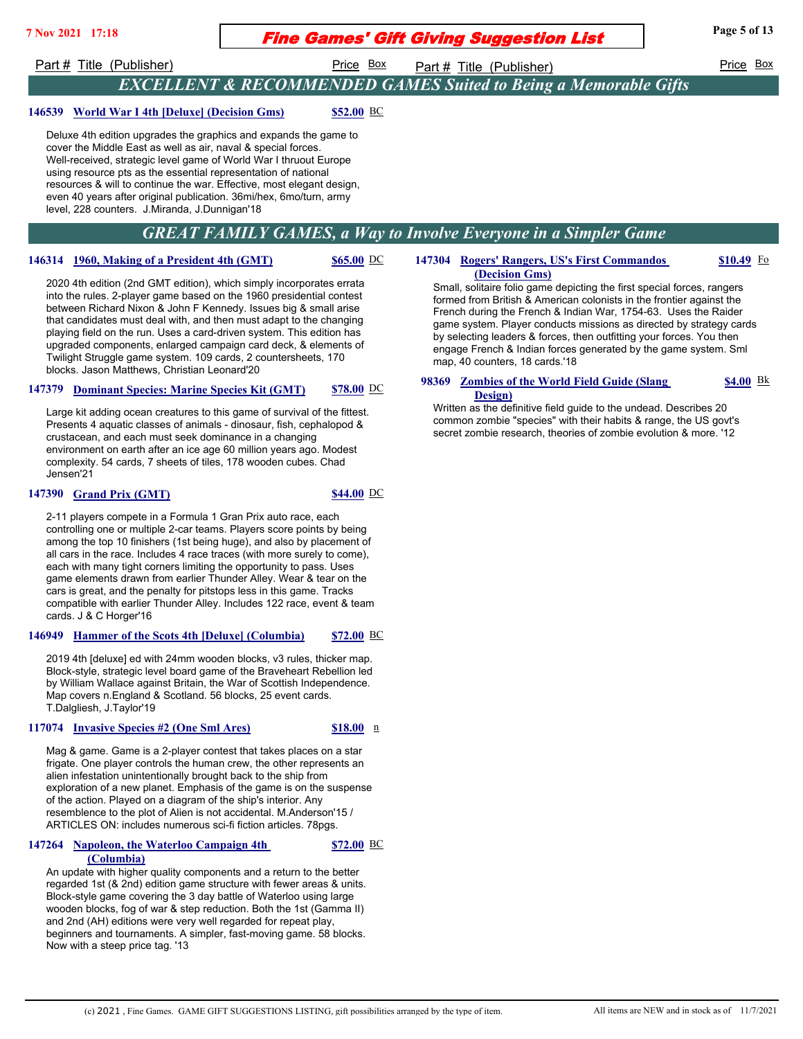# Fine Games' Gift Giving Suggestion List

Part # Title (Publisher) Price Box

## EXCELLENT & RECOMMENDED GAMES Suited to Being a Memorable Gifts

**146539 World War I 4th [Deluxe] (Decision Gms)** **$52.00** BC

Deluxe 4th edition upgrades the graphics and expands the game to cover the Middle East as well as air, naval & special forces. Well-received, strategic level game of World War I thruout Europe using resource pts as the essential representation of national resources & will to continue the war. Effective, most elegant design, even 40 years after original publication. 36mi/hex, 6mo/turn, army level, 228 counters. J.Miranda, J.Dunnigan'18

## GREAT FAMILY GAMES, a Way to Involve Everyone in a Simpler Game

**146314 1960, Making of a President 4th (GMT)** **$65.00** DC

2020 4th edition (2nd GMT edition), which simply incorporates errata into the rules. 2-player game based on the 1960 presidential contest between Richard Nixon & John F Kennedy. Issues big & small arise that candidates must deal with, and then must adapt to the changing playing field on the run. Uses a card-driven system. This edition has upgraded components, enlarged campaign card deck, & elements of Twilight Struggle game system. 109 cards, 2 countersheets, 170 blocks. Jason Matthews, Christian Leonard'20

**147379 Dominant Species: Marine Species Kit (GMT)** **$78.00** DC

Large kit adding ocean creatures to this game of survival of the fittest. Presents 4 aquatic classes of animals - dinosaur, fish, cephalopod & crustacean, and each must seek dominance in a changing environment on earth after an ice age 60 million years ago. Modest complexity. 54 cards, 7 sheets of tiles, 178 wooden cubes. Chad Jensen'21

**147390 Grand Prix (GMT)** **$44.00** DC

2-11 players compete in a Formula 1 Gran Prix auto race, each controlling one or multiple 2-car teams. Players score points by being among the top 10 finishers (1st being huge), and also by placement of all cars in the race. Includes 4 race traces (with more surely to come), each with many tight corners limiting the opportunity to pass. Uses game elements drawn from earlier Thunder Alley. Wear & tear on the cars is great, and the penalty for pitstops less in this game. Tracks compatible with earlier Thunder Alley. Includes 122 race, event & team cards. J & C Horger'16

**146949 Hammer of the Scots 4th [Deluxe] (Columbia)** **$72.00** BC

2019 4th [deluxe] ed with 24mm wooden blocks, v3 rules, thicker map. Block-style, strategic level board game of the Braveheart Rebellion led by William Wallace against Britain, the War of Scottish Independence. Map covers n.England & Scotland. 56 blocks, 25 event cards. T.Dalgliesh, J.Taylor'19

**117074 Invasive Species #2 (One Sml Ares)** **$18.00** n

Mag & game. Game is a 2-player contest that takes places on a star frigate. One player controls the human crew, the other represents an alien infestation unintentionally brought back to the ship from exploration of a new planet. Emphasis of the game is on the suspense of the action. Played on a diagram of the ship's interior. Any resemblence to the plot of Alien is not accidental. M.Anderson'15 / ARTICLES ON: includes numerous sci-fi fiction articles. 78pgs.

**147264 Napoleon, the Waterloo Campaign 4th (Columbia)** **$72.00** BC

An update with higher quality components and a return to the better regarded 1st (& 2nd) edition game structure with fewer areas & units. Block-style game covering the 3 day battle of Waterloo using large wooden blocks, fog of war & step reduction. Both the 1st (Gamma II) and 2nd (AH) editions were very well regarded for repeat play, beginners and tournaments. A simpler, fast-moving game. 58 blocks. Now with a steep price tag. '13

**147304 Rogers' Rangers, US's First Commandos (Decision Gms)** **$10.49** Fo

Small, solitaire folio game depicting the first special forces, rangers formed from British & American colonists in the frontier against the French during the French & Indian War, 1754-63. Uses the Raider game system. Player conducts missions as directed by strategy cards by selecting leaders & forces, then outfitting your forces. You then engage French & Indian forces generated by the game system. Sml map, 40 counters, 18 cards.'18

**98369 Zombies of the World Field Guide (Slang Design)** **$4.00** Bk

Written as the definitive field guide to the undead. Describes 20 common zombie "species" with their habits & range, the US govt's secret zombie research, theories of zombie evolution & more. '12

(c) 2021 , Fine Games. GAME GIFT SUGGESTIONS LISTING, gift possibilities arranged by the type of item. All items are NEW and in stock as of 11/7/2021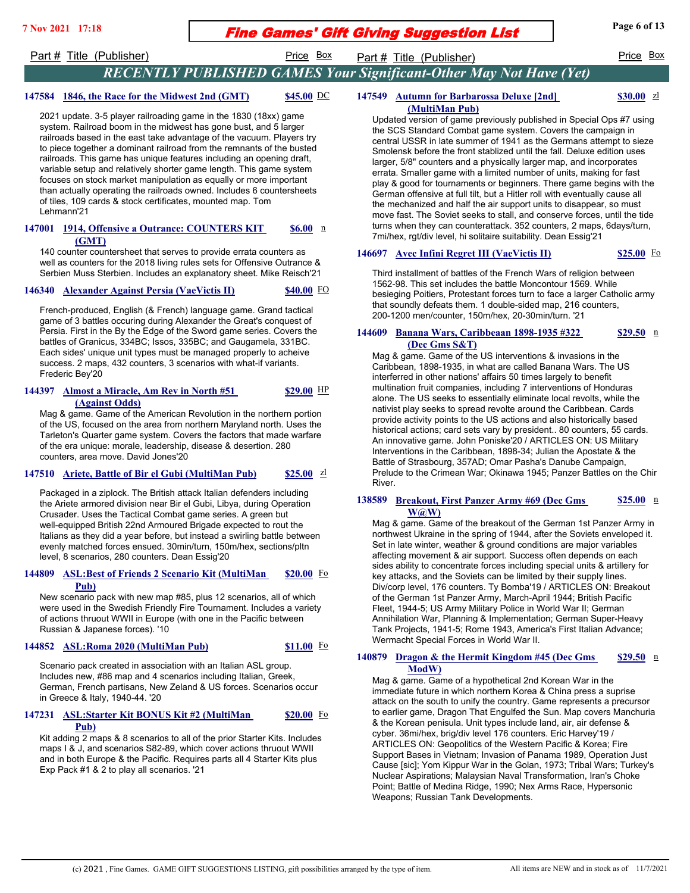## RECENTLY PUBLISHED GAMES Your Significant-Other May Not Have (Yet)

| Part # | Title (Publisher) | Price | Box |
|---|---|---|---|

**147584 1846, the Race for the Midwest 2nd (GMT)** — $45.00 DC

2021 update. 3-5 player railroading game in the 1830 (18xx) game system. Railroad boom in the midwest has gone bust, and 5 larger railroads based in the east take advantage of the vacuum. Players try to piece together a dominant railroad from the remnants of the busted railroads. This game has unique features including an opening draft, variable setup and relatively shorter game length. This game system focuses on stock market manipulation as equally or more important than actually operating the railroads owned. Includes 6 countersheets of tiles, 109 cards & stock certificates, mounted map. Tom Lehmann'21

**147001 1914, Offensive a Outrance: COUNTERS KIT (GMT)** — $6.00 n

140 counter countersheet that serves to provide errata counters as well as counters for the 2018 living rules sets for Offensive Outrance & Serbien Muss Sterbien. Includes an explanatory sheet. Mike Reisch'21

**146340 Alexander Against Persia (VaeVictis II)** — $40.00 FO

French-produced, English (& French) language game. Grand tactical game of 3 battles occuring during Alexander the Great's conquest of Persia. First in the By the Edge of the Sword game series. Covers the battles of Granicus, 334BC; Issos, 335BC; and Gaugamela, 331BC. Each sides' unique unit types must be managed properly to acheive success. 2 maps, 432 counters, 3 scenarios with what-if variants. Frederic Bey'20

**144397 Almost a Miracle, Am Rev in North #51 (Against Odds)** — $29.00 HP

Mag & game. Game of the American Revolution in the northern portion of the US, focused on the area from northern Maryland north. Uses the Tarleton's Quarter game system. Covers the factors that made warfare of the era unique: morale, leadership, disease & desertion. 280 counters, area move. David Jones'20

**147510 Ariete, Battle of Bir el Gubi (MultiMan Pub)** — $25.00 zl

Packaged in a ziplock. The British attack Italian defenders including the Ariete armored division near Bir el Gubi, Libya, during Operation Crusader. Uses the Tactical Combat game series. A green but well-equipped British 22nd Armoured Brigade expected to rout the Italians as they did a year before, but instead a swirling battle between evenly matched forces ensued. 30min/turn, 150m/hex, sections/pltn level, 8 scenarios, 280 counters. Dean Essig'20

**144809 ASL:Best of Friends 2 Scenario Kit (MultiMan Pub)** — $20.00 Fo

New scenario pack with new map #85, plus 12 scenarios, all of which were used in the Swedish Friendly Fire Tournament. Includes a variety of actions thruout WWII in Europe (with one in the Pacific between Russian & Japanese forces). '10

**144852 ASL:Roma 2020 (MultiMan Pub)** — $11.00 Fo

Scenario pack created in association with an Italian ASL group. Includes new, #86 map and 4 scenarios including Italian, Greek, German, French partisans, New Zeland & US forces. Scenarios occur in Greece & Italy, 1940-44. '20

**147231 ASL:Starter Kit BONUS Kit #2 (MultiMan Pub)** — $20.00 Fo

Kit adding 2 maps & 8 scenarios to all of the prior Starter Kits. Includes maps I & J, and scenarios S82-89, which cover actions thruout WWII and in both Europe & the Pacific. Requires parts all 4 Starter Kits plus Exp Pack #1 & 2 to play all scenarios. '21

**147549 Autumn for Barbarossa Deluxe [2nd] (MultiMan Pub)** — $30.00 zl

Updated version of game previously published in Special Ops #7 using the SCS Standard Combat game system. Covers the campaign in central USSR in late summer of 1941 as the Germans attempt to sieze Smolensk before the front stablized until the fall. Deluxe edition uses larger, 5/8" counters and a physically larger map, and incorporates errata. Smaller game with a limited number of units, making for fast play & good for tournaments or beginners. There game begins with the German offensive at full tilt, but a Hitler roll with eventually cause all the mechanized and half the air support units to disappear, so must move fast. The Soviet seeks to stall, and conserve forces, until the tide turns when they can counterattack. 352 counters, 2 maps, 6days/turn, 7mi/hex, rgt/div level, hi solitaire suitability. Dean Essig'21

**146697 Avec Infini Regret III (VaeVictis II)** — $25.00 Fo

Third installment of battles of the French Wars of religion between 1562-98. This set includes the battle Moncontour 1569. While besieging Poitiers, Protestant forces turn to face a larger Catholic army that soundly defeats them. 1 double-sided map, 216 counters, 200-1200 men/counter, 150m/hex, 20-30min/turn. '21

**144609 Banana Wars, Caribbeaan 1898-1935 #322 (Dec Gms S&T)** — $29.50 n

Mag & game. Game of the US interventions & invasions in the Caribbean, 1898-1935, in what are called Banana Wars. The US interferred in other nations' affairs 50 times largely to benefit multination fruit companies, including 7 interventions of Honduras alone. The US seeks to essentially eliminate local revolts, while the nativist play seeks to spread revolte around the Caribbean. Cards provide activity points to the US actions and also historically based historical actions; card sets vary by president.. 80 counters, 55 cards. An innovative game. John Poniske'20 / ARTICLES ON: US Military Interventions in the Caribbean, 1898-34; Julian the Apostate & the Battle of Strasbourg, 357AD; Omar Pasha's Danube Campaign, Prelude to the Crimean War; Okinawa 1945; Panzer Battles on the Chir River.

**138589 Breakout, First Panzer Army #69 (Dec Gms W@W)** — $25.00 n

Mag & game. Game of the breakout of the German 1st Panzer Army in northwest Ukraine in the spring of 1944, after the Soviets enveloped it. Set in late winter, weather & ground conditions are major variables affecting movement & air support. Success often depends on each sides ability to concentrate forces including special units & artillery for key attacks, and the Soviets can be limited by their supply lines. Div/corp level, 176 counters. Ty Bomba'19 / ARTICLES ON: Breakout of the German 1st Panzer Army, March-April 1944; British Pacific Fleet, 1944-5; US Army Military Police in World War II; German Annihilation War, Planning & Implementation; German Super-Heavy Tank Projects, 1941-5; Rome 1943, America's First Italian Advance; Wermacht Special Forces in World War II.

**140879 Dragon & the Hermit Kingdom #45 (Dec Gms ModW)** — $29.50 n

Mag & game. Game of a hypothetical 2nd Korean War in the immediate future in which northern Korea & China press a suprise attack on the south to unify the country. Game represents a precursor to earlier game, Dragon That Engulfed the Sun. Map covers Manchuria & the Korean penisula. Unit types include land, air, air defense & cyber. 36mi/hex, brig/div level 176 counters. Eric Harvey'19 / ARTICLES ON: Geopolitics of the Western Pacific & Korea; Fire Support Bases in Vietnam; Invasion of Panama 1989, Operation Just Cause [sic]; Yom Kippur War in the Golan, 1973; Tribal Wars; Turkey's Nuclear Aspirations; Malaysian Naval Transformation, Iran's Choke Point; Battle of Medina Ridge, 1990; Nex Arms Race, Hypersonic Weapons; Russian Tank Developments.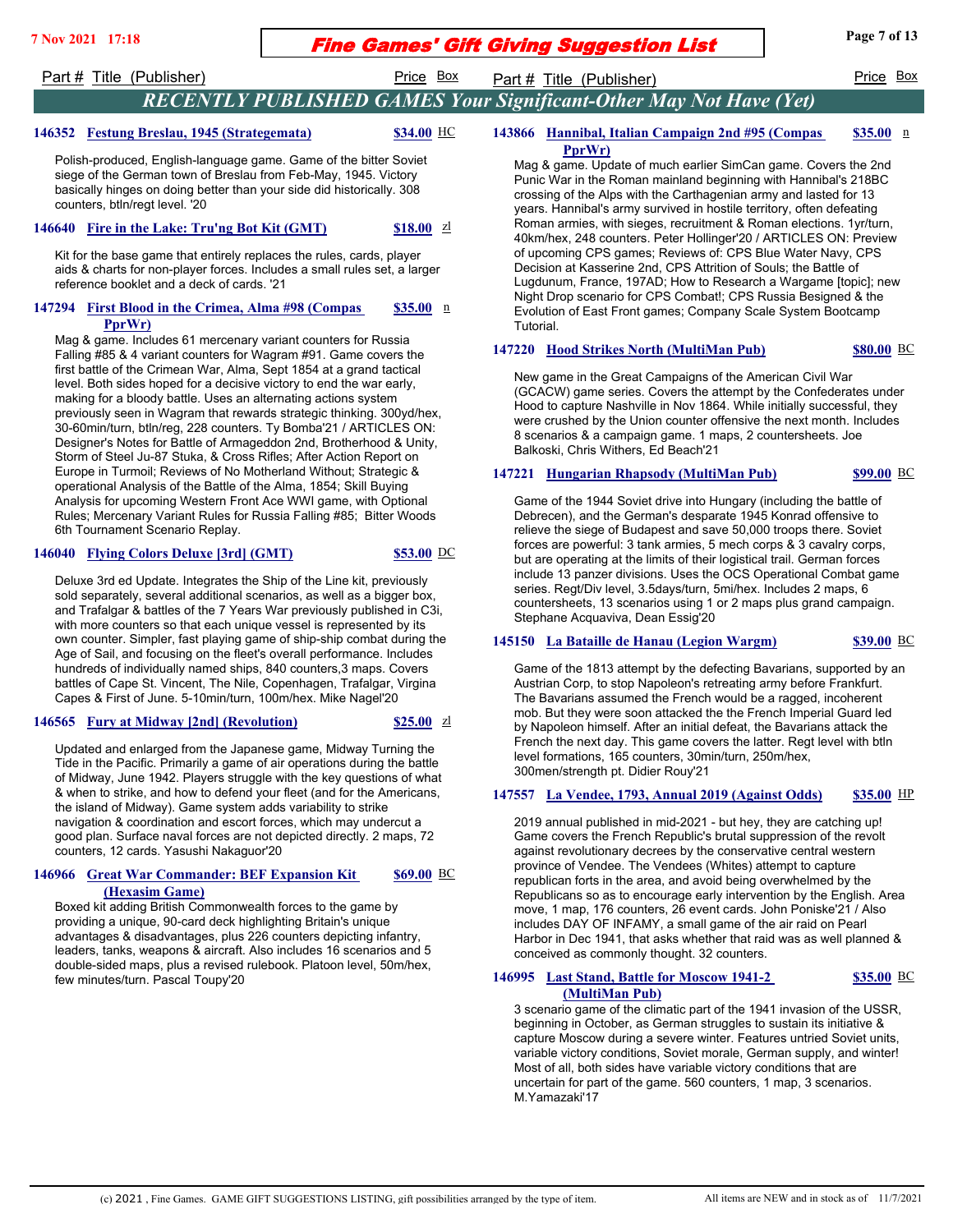## RECENTLY PUBLISHED GAMES Your Significant-Other May Not Have (Yet)

Part # Title (Publisher) — Price — Box

**146352 Festung Breslau, 1945 (Strategemata)** — $34.00 HC

Polish-produced, English-language game. Game of the bitter Soviet siege of the German town of Breslau from Feb-May, 1945. Victory basically hinges on doing better than your side did historically. 308 counters, btln/regt level. '20

**146640 Fire in the Lake: Tru'ng Bot Kit (GMT)** — $18.00 zl

Kit for the base game that entirely replaces the rules, cards, player aids & charts for non-player forces. Includes a small rules set, a larger reference booklet and a deck of cards. '21

**147294 First Blood in the Crimea, Alma #98 (Compas PprWr)** — $35.00 n

Mag & game. Includes 61 mercenary variant counters for Russia Falling #85 & 4 variant counters for Wagram #91. Game covers the first battle of the Crimean War, Alma, Sept 1854 at a grand tactical level. Both sides hoped for a decisive victory to end the war early, making for a bloody battle. Uses an alternating actions system previously seen in Wagram that rewards strategic thinking. 300yd/hex, 30-60min/turn, btln/reg, 228 counters. Ty Bomba'21 / ARTICLES ON: Designer's Notes for Battle of Armageddon 2nd, Brotherhood & Unity, Storm of Steel Ju-87 Stuka, & Cross Rifles; After Action Report on Europe in Turmoil; Reviews of No Motherland Without; Strategic & operational Analysis of the Battle of the Alma, 1854; Skill Buying Analysis for upcoming Western Front Ace WWI game, with Optional Rules; Mercenary Variant Rules for Russia Falling #85; Bitter Woods 6th Tournament Scenario Replay.

**146040 Flying Colors Deluxe [3rd] (GMT)** — $53.00 DC

Deluxe 3rd ed Update. Integrates the Ship of the Line kit, previously sold separately, several additional scenarios, as well as a bigger box, and Trafalgar & battles of the 7 Years War previously published in C3i, with more counters so that each unique vessel is represented by its own counter. Simpler, fast playing game of ship-ship combat during the Age of Sail, and focusing on the fleet's overall performance. Includes hundreds of individually named ships, 840 counters,3 maps. Covers battles of Cape St. Vincent, The Nile, Copenhagen, Trafalgar, Virgina Capes & First of June. 5-10min/turn, 100m/hex. Mike Nagel'20

**146565 Fury at Midway [2nd] (Revolution)** — $25.00 zl

Updated and enlarged from the Japanese game, Midway Turning the Tide in the Pacific. Primarily a game of air operations during the battle of Midway, June 1942. Players struggle with the key questions of what & when to strike, and how to defend your fleet (and for the Americans, the island of Midway). Game system adds variability to strike navigation & coordination and escort forces, which may undercut a good plan. Surface naval forces are not depicted directly. 2 maps, 72 counters, 12 cards. Yasushi Nakaguor'20

**146966 Great War Commander: BEF Expansion Kit (Hexasim Game)** — $69.00 BC

Boxed kit adding British Commonwealth forces to the game by providing a unique, 90-card deck highlighting Britain's unique advantages & disadvantages, plus 226 counters depicting infantry, leaders, tanks, weapons & aircraft. Also includes 16 scenarios and 5 double-sided maps, plus a revised rulebook. Platoon level, 50m/hex, few minutes/turn. Pascal Toupy'20

**143866 Hannibal, Italian Campaign 2nd #95 (Compas PprWr)** — $35.00 n

Mag & game. Update of much earlier SimCan game. Covers the 2nd Punic War in the Roman mainland beginning with Hannibal's 218BC crossing of the Alps with the Carthagenian army and lasted for 13 years. Hannibal's army survived in hostile territory, often defeating Roman armies, with sieges, recruitment & Roman elections. 1yr/turn, 40km/hex, 248 counters. Peter Hollinger'20 / ARTICLES ON: Preview of upcoming CPS games; Reviews of: CPS Blue Water Navy, CPS Decision at Kasserine 2nd, CPS Attrition of Souls; the Battle of Lugdunum, France, 197AD; How to Research a Wargame [topic]; new Night Drop scenario for CPS Combat!; CPS Russia Besigned & the Evolution of East Front games; Company Scale System Bootcamp Tutorial.

**147220 Hood Strikes North (MultiMan Pub)** — $80.00 BC

New game in the Great Campaigns of the American Civil War (GCACW) game series. Covers the attempt by the Confederates under Hood to capture Nashville in Nov 1864. While initially successful, they were crushed by the Union counter offensive the next month. Includes 8 scenarios & a campaign game. 1 maps, 2 countersheets. Joe Balkoski, Chris Withers, Ed Beach'21

**147221 Hungarian Rhapsody (MultiMan Pub)** — $99.00 BC

Game of the 1944 Soviet drive into Hungary (including the battle of Debrecen), and the German's desparate 1945 Konrad offensive to relieve the siege of Budapest and save 50,000 troops there. Soviet forces are powerful: 3 tank armies, 5 mech corps & 3 cavalry corps, but are operating at the limits of their logistical trail. German forces include 13 panzer divisions. Uses the OCS Operational Combat game series. Regt/Div level, 3.5days/turn, 5mi/hex. Includes 2 maps, 6 countersheets, 13 scenarios using 1 or 2 maps plus grand campaign. Stephane Acquaviva, Dean Essig'20

**145150 La Bataille de Hanau (Legion Wargm)** — $39.00 BC

Game of the 1813 attempt by the defecting Bavarians, supported by an Austrian Corp, to stop Napoleon's retreating army before Frankfurt. The Bavarians assumed the French would be a ragged, incoherent mob. But they were soon attacked the the French Imperial Guard led by Napoleon himself. After an initial defeat, the Bavarians attack the French the next day. This game covers the latter. Regt level with btln level formations, 165 counters, 30min/turn, 250m/hex, 300men/strength pt. Didier Rouy'21

**147557 La Vendee, 1793, Annual 2019 (Against Odds)** — $35.00 HP

2019 annual published in mid-2021 - but hey, they are catching up! Game covers the French Republic's brutal suppression of the revolt against revolutionary decrees by the conservative central western province of Vendee. The Vendees (Whites) attempt to capture republican forts in the area, and avoid being overwhelmed by the Republicans so as to encourage early intervention by the English. Area move, 1 map, 176 counters, 26 event cards. John Poniske'21 / Also includes DAY OF INFAMY, a small game of the air raid on Pearl Harbor in Dec 1941, that asks whether that raid was as well planned & conceived as commonly thought. 32 counters.

**146995 Last Stand, Battle for Moscow 1941-2 (MultiMan Pub)** — $35.00 BC

3 scenario game of the climatic part of the 1941 invasion of the USSR, beginning in October, as German struggles to sustain its initiative & capture Moscow during a severe winter. Features untried Soviet units, variable victory conditions, Soviet morale, German supply, and winter! Most of all, both sides have variable victory conditions that are uncertain for part of the game. 560 counters, 1 map, 3 scenarios. M.Yamazaki'17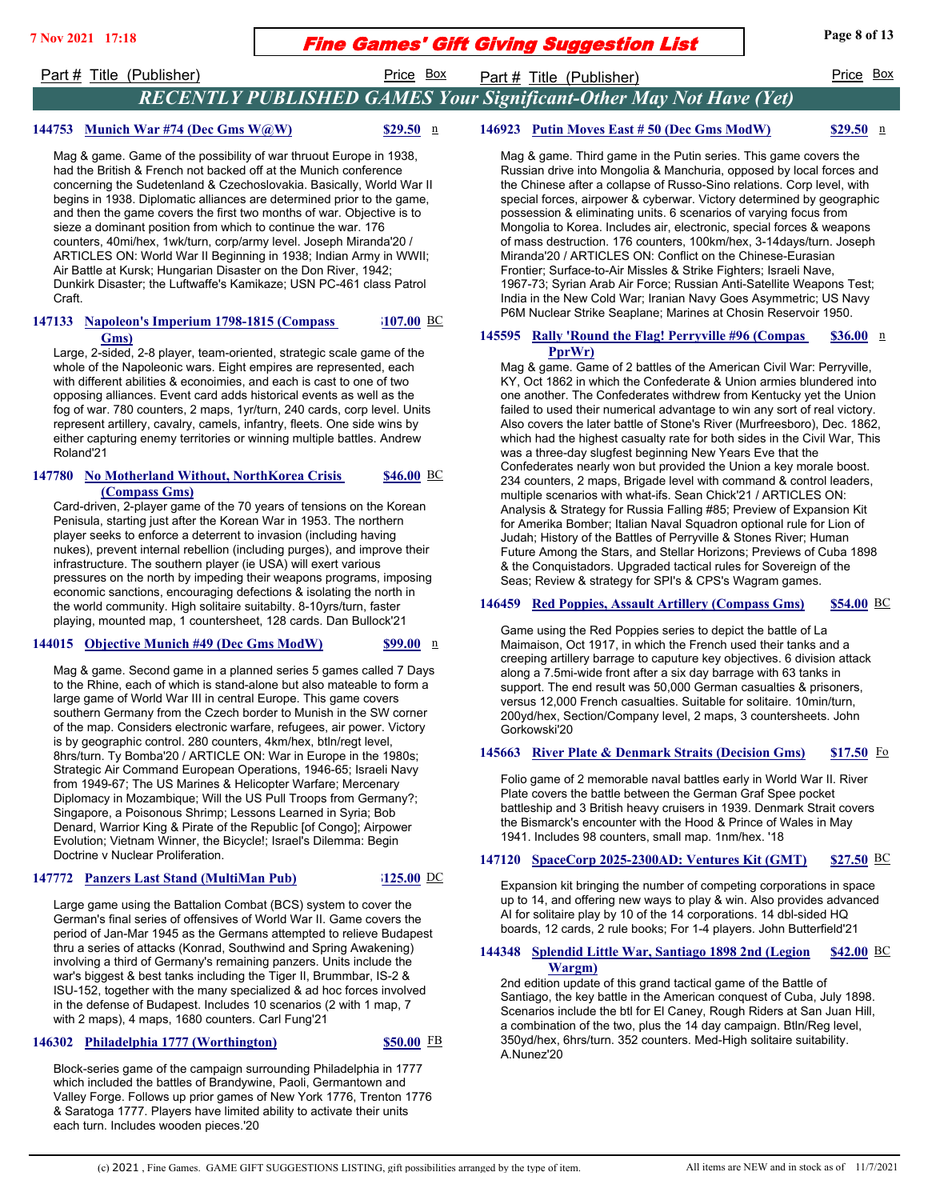## Part # Title (Publisher) — Price — Box

## RECENTLY PUBLISHED GAMES Your Significant-Other May Not Have (Yet)

**144753 Munich War #74 (Dec Gms W@W) — $29.50 n**

Mag & game. Game of the possibility of war thruout Europe in 1938, had the British & French not backed off at the Munich conference concerning the Sudetenland & Czechoslovakia. Basically, World War II begins in 1938. Diplomatic alliances are determined prior to the game, and then the game covers the first two months of war. Objective is to sieze a dominant position from which to continue the war. 176 counters, 40mi/hex, 1wk/turn, corp/army level. Joseph Miranda'20 / ARTICLES ON: World War II Beginning in 1938; Indian Army in WWII; Air Battle at Kursk; Hungarian Disaster on the Don River, 1942; Dunkirk Disaster; the Luftwaffe's Kamikaze; USN PC-461 class Patrol Craft.

**147133 Napoleon's Imperium 1798-1815 (Compass Gms) — $107.00 BC**

Large, 2-sided, 2-8 player, team-oriented, strategic scale game of the whole of the Napoleonic wars. Eight empires are represented, each with different abilities & economiies, and each is cast to one of two opposing alliances. Event card adds historical events as well as the fog of war. 780 counters, 2 maps, 1yr/turn, 240 cards, corp level. Units represent artillery, cavalry, camels, infantry, fleets. One side wins by either capturing enemy territories or winning multiple battles. Andrew Roland'21

**147780 No Motherland Without, NorthKorea Crisis (Compass Gms) — $46.00 BC**

Card-driven, 2-player game of the 70 years of tensions on the Korean Penisula, starting just after the Korean War in 1953. The northern player seeks to enforce a deterrent to invasion (including having nukes), prevent internal rebellion (including purges), and improve their infrastructure. The southern player (ie USA) will exert various pressures on the north by impeding their weapons programs, imposing economic sanctions, encouraging defections & isolating the north in the world community. High solitaire suitabilty. 8-10yrs/turn, faster playing, mounted map, 1 countersheet, 128 cards. Dan Bullock'21

**144015 Objective Munich #49 (Dec Gms ModW) — $99.00 n**

Mag & game. Second game in a planned series 5 games called 7 Days to the Rhine, each of which is stand-alone but also mateable to form a large game of World War III in central Europe. This game covers southern Germany from the Czech border to Munich in the SW corner of the map. Considers electronic warfare, refugees, air power. Victory is by geographic control. 280 counters, 4km/hex, btln/regt level, 8hrs/turn. Ty Bomba'20 / ARTICLE ON: War in Europe in the 1980s; Strategic Air Command European Operations, 1946-65; Israeli Navy from 1949-67; The US Marines & Helicopter Warfare; Mercenary Diplomacy in Mozambique; Will the US Pull Troops from Germany?; Singapore, a Poisonous Shrimp; Lessons Learned in Syria; Bob Denard, Warrior King & Pirate of the Republic [of Congo]; Airpower Evolution; Vietnam Winner, the Bicycle!; Israel's Dilemma: Begin Doctrine v Nuclear Proliferation.

**147772 Panzers Last Stand (MultiMan Pub) — $125.00 DC**

Large game using the Battalion Combat (BCS) system to cover the German's final series of offensives of World War II. Game covers the period of Jan-Mar 1945 as the Germans attempted to relieve Budapest thru a series of attacks (Konrad, Southwind and Spring Awakening) involving a third of Germany's remaining panzers. Units include the war's biggest & best tanks including the Tiger II, Brummbar, IS-2 & ISU-152, together with the many specialized & ad hoc forces involved in the defense of Budapest. Includes 10 scenarios (2 with 1 map, 7 with 2 maps), 4 maps, 1680 counters. Carl Fung'21

**146302 Philadelphia 1777 (Worthington) — $50.00 FB**

Block-series game of the campaign surrounding Philadelphia in 1777 which included the battles of Brandywine, Paoli, Germantown and Valley Forge. Follows up prior games of New York 1776, Trenton 1776 & Saratoga 1777. Players have limited ability to activate their units each turn. Includes wooden pieces.'20

**146923 Putin Moves East # 50 (Dec Gms ModW) — $29.50 n**

Mag & game. Third game in the Putin series. This game covers the Russian drive into Mongolia & Manchuria, opposed by local forces and the Chinese after a collapse of Russo-Sino relations. Corp level, with special forces, airpower & cyberwar. Victory determined by geographic possession & eliminating units. 6 scenarios of varying focus from Mongolia to Korea. Includes air, electronic, special forces & weapons of mass destruction. 176 counters, 100km/hex, 3-14days/turn. Joseph Miranda'20 / ARTICLES ON: Conflict on the Chinese-Eurasian Frontier; Surface-to-Air Missles & Strike Fighters; Israeli Nave, 1967-73; Syrian Arab Air Force; Russian Anti-Satellite Weapons Test; India in the New Cold War; Iranian Navy Goes Asymmetric; US Navy P6M Nuclear Strike Seaplane; Marines at Chosin Reservoir 1950.

**145595 Rally 'Round the Flag! Perryville #96 (Compas PprWr) — $36.00 n**

Mag & game. Game of 2 battles of the American Civil War: Perryville, KY, Oct 1862 in which the Confederate & Union armies blundered into one another. The Confederates withdrew from Kentucky yet the Union failed to used their numerical advantage to win any sort of real victory. Also covers the later battle of Stone's River (Murfreesboro), Dec. 1862, which had the highest casualty rate for both sides in the Civil War, This was a three-day slugfest beginning New Years Eve that the Confederates nearly won but provided the Union a key morale boost. 234 counters, 2 maps, Brigade level with command & control leaders, multiple scenarios with what-ifs. Sean Chick'21 / ARTICLES ON: Analysis & Strategy for Russia Falling #85; Preview of Expansion Kit for Amerika Bomber; Italian Naval Squadron optional rule for Lion of Judah; History of the Battles of Perryville & Stones River; Human Future Among the Stars, and Stellar Horizons; Previews of Cuba 1898 & the Conquistadors. Upgraded tactical rules for Sovereign of the Seas; Review & strategy for SPI's & CPS's Wagram games.

**146459 Red Poppies, Assault Artillery (Compass Gms) — $54.00 BC**

Game using the Red Poppies series to depict the battle of La Maimaison, Oct 1917, in which the French used their tanks and a creeping artillery barrage to caputure key objectives. 6 division attack along a 7.5mi-wide front after a six day barrage with 63 tanks in support. The end result was 50,000 German casualties & prisoners, versus 12,000 French casualties. Suitable for solitaire. 10min/turn, 200yd/hex, Section/Company level, 2 maps, 3 countersheets. John Gorkowski'20

**145663 River Plate & Denmark Straits (Decision Gms) — $17.50 Fo**

Folio game of 2 memorable naval battles early in World War II. River Plate covers the battle between the German Graf Spee pocket battleship and 3 British heavy cruisers in 1939. Denmark Strait covers the Bismarck's encounter with the Hood & Prince of Wales in May 1941. Includes 98 counters, small map. 1nm/hex. '18

**147120 SpaceCorp 2025-2300AD: Ventures Kit (GMT) — $27.50 BC**

Expansion kit bringing the number of competing corporations in space up to 14, and offering new ways to play & win. Also provides advanced AI for solitaire play by 10 of the 14 corporations. 14 dbl-sided HQ boards, 12 cards, 2 rule books; For 1-4 players. John Butterfield'21

**144348 Splendid Little War, Santiago 1898 2nd (Legion Wargm) — $42.00 BC**

2nd edition update of this grand tactical game of the Battle of Santiago, the key battle in the American conquest of Cuba, July 1898. Scenarios include the btl for El Caney, Rough Riders at San Juan Hill, a combination of the two, plus the 14 day campaign. Btln/Reg level, 350yd/hex, 6hrs/turn. 352 counters. Med-High solitaire suitability. A.Nunez'20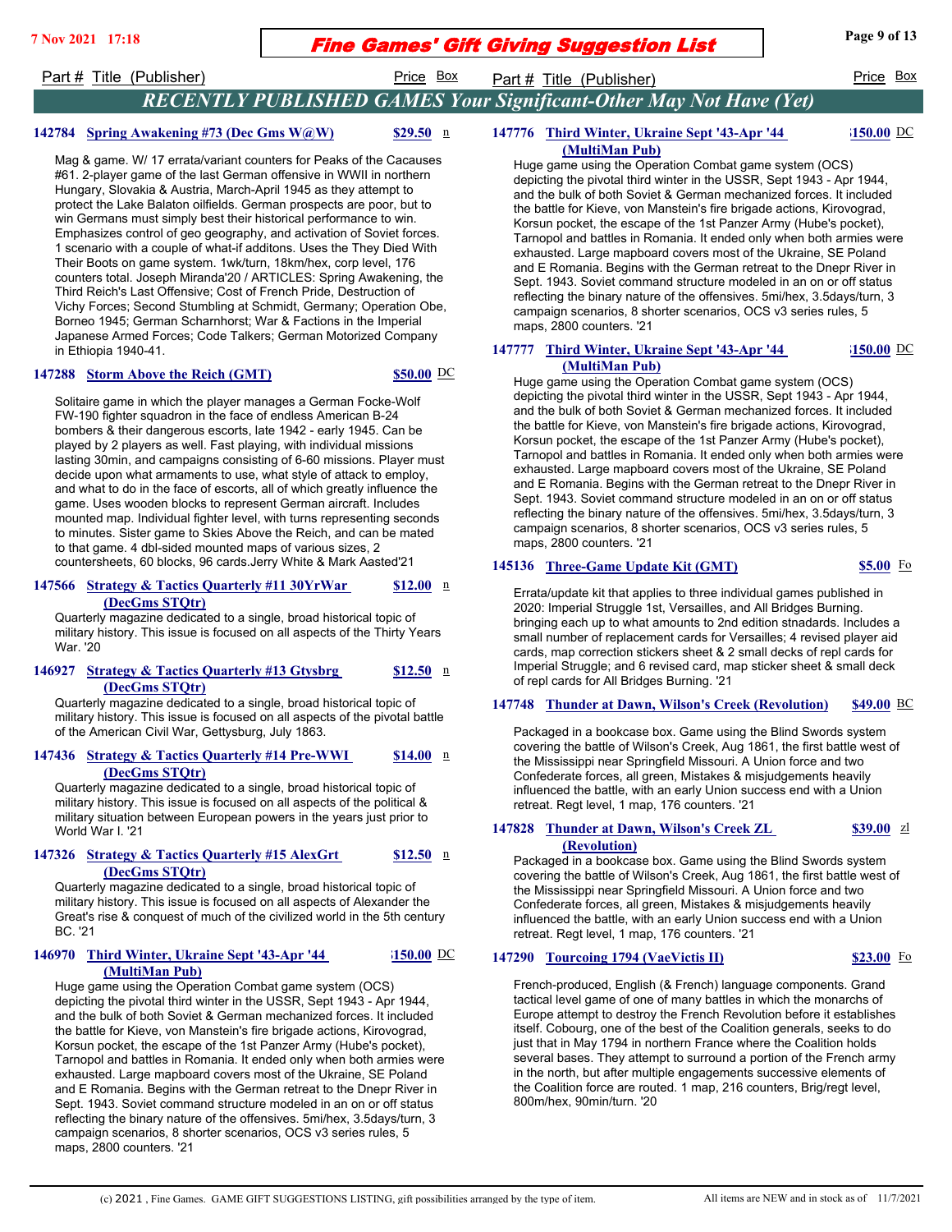## RECENTLY PUBLISHED GAMES Your Significant-Other May Not Have (Yet)

**142784 Spring Awakening #73 (Dec Gms W@W)** — $29.50 — n

Mag & game. W/ 17 errata/variant counters for Peaks of the Cacauses #61. 2-player game of the last German offensive in WWII in northern Hungary, Slovakia & Austria, March-April 1945 as they attempt to protect the Lake Balaton oilfields. German prospects are poor, but to win Germans must simply best their historical performance to win. Emphasizes control of geo geography, and activation of Soviet forces. 1 scenario with a couple of what-if additons. Uses the They Died With Their Boots on game system. 1wk/turn, 18km/hex, corp level, 176 counters total. Joseph Miranda'20 / ARTICLES: Spring Awakening, the Third Reich's Last Offensive; Cost of French Pride, Destruction of Vichy Forces; Second Stumbling at Schmidt, Germany; Operation Obe, Borneo 1945; German Scharnhorst; War & Factions in the Imperial Japanese Armed Forces; Code Talkers; German Motorized Company in Ethiopia 1940-41.

**147288 Storm Above the Reich (GMT)** — $50.00 — DC

Solitaire game in which the player manages a German Focke-Wolf FW-190 fighter squadron in the face of endless American B-24 bombers & their dangerous escorts, late 1942 - early 1945. Can be played by 2 players as well. Fast playing, with individual missions lasting 30min, and campaigns consisting of 6-60 missions. Player must decide upon what armaments to use, what style of attack to employ, and what to do in the face of escorts, all of which greatly influence the game. Uses wooden blocks to represent German aircraft. Includes mounted map. Individual fighter level, with turns representing seconds to minutes. Sister game to Skies Above the Reich, and can be mated to that game. 4 dbl-sided mounted maps of various sizes, 2 countersheets, 60 blocks, 96 cards.Jerry White & Mark Aasted'21

**147566 Strategy & Tactics Quarterly #11 30YrWar (DecGms STQtr)** — $12.00 — n

Quarterly magazine dedicated to a single, broad historical topic of military history. This issue is focused on all aspects of the Thirty Years War. '20

**146927 Strategy & Tactics Quarterly #13 Gtysbrg (DecGms STQtr)** — $12.50 — n

Quarterly magazine dedicated to a single, broad historical topic of military history. This issue is focused on all aspects of the pivotal battle of the American Civil War, Gettysburg, July 1863.

**147436 Strategy & Tactics Quarterly #14 Pre-WWI (DecGms STQtr)** — $14.00 — n

Quarterly magazine dedicated to a single, broad historical topic of military history. This issue is focused on all aspects of the political & military situation between European powers in the years just prior to World War I. '21

**147326 Strategy & Tactics Quarterly #15 AlexGrt (DecGms STQtr)** — $12.50 — n

Quarterly magazine dedicated to a single, broad historical topic of military history. This issue is focused on all aspects of Alexander the Great's rise & conquest of much of the civilized world in the 5th century BC. '21

**146970 Third Winter, Ukraine Sept '43-Apr '44 (MultiMan Pub)** — $150.00 — DC

Huge game using the Operation Combat game system (OCS) depicting the pivotal third winter in the USSR, Sept 1943 - Apr 1944, and the bulk of both Soviet & German mechanized forces. It included the battle for Kieve, von Manstein's fire brigade actions, Kirovograd, Korsun pocket, the escape of the 1st Panzer Army (Hube's pocket), Tarnopol and battles in Romania. It ended only when both armies were exhausted. Large mapboard covers most of the Ukraine, SE Poland and E Romania. Begins with the German retreat to the Dnepr River in Sept. 1943. Soviet command structure modeled in an on or off status reflecting the binary nature of the offensives. 5mi/hex, 3.5days/turn, 3 campaign scenarios, 8 shorter scenarios, OCS v3 series rules, 5 maps, 2800 counters. '21

**147776 Third Winter, Ukraine Sept '43-Apr '44 (MultiMan Pub)** — $150.00 — DC

Huge game using the Operation Combat game system (OCS) depicting the pivotal third winter in the USSR, Sept 1943 - Apr 1944, and the bulk of both Soviet & German mechanized forces. It included the battle for Kieve, von Manstein's fire brigade actions, Kirovograd, Korsun pocket, the escape of the 1st Panzer Army (Hube's pocket), Tarnopol and battles in Romania. It ended only when both armies were exhausted. Large mapboard covers most of the Ukraine, SE Poland and E Romania. Begins with the German retreat to the Dnepr River in Sept. 1943. Soviet command structure modeled in an on or off status reflecting the binary nature of the offensives. 5mi/hex, 3.5days/turn, 3 campaign scenarios, 8 shorter scenarios, OCS v3 series rules, 5 maps, 2800 counters. '21

**147777 Third Winter, Ukraine Sept '43-Apr '44 (MultiMan Pub)** — $150.00 — DC

Huge game using the Operation Combat game system (OCS) depicting the pivotal third winter in the USSR, Sept 1943 - Apr 1944, and the bulk of both Soviet & German mechanized forces. It included the battle for Kieve, von Manstein's fire brigade actions, Kirovograd, Korsun pocket, the escape of the 1st Panzer Army (Hube's pocket), Tarnopol and battles in Romania. It ended only when both armies were exhausted. Large mapboard covers most of the Ukraine, SE Poland and E Romania. Begins with the German retreat to the Dnepr River in Sept. 1943. Soviet command structure modeled in an on or off status reflecting the binary nature of the offensives. 5mi/hex, 3.5days/turn, 3 campaign scenarios, 8 shorter scenarios, OCS v3 series rules, 5 maps, 2800 counters. '21

**145136 Three-Game Update Kit (GMT)** — $5.00 — Fo

Errata/update kit that applies to three individual games published in 2020: Imperial Struggle 1st, Versailles, and All Bridges Burning. bringing each up to what amounts to 2nd edition stnadards. Includes a small number of replacement cards for Versailles; 4 revised player aid cards, map correction stickers sheet & 2 small decks of repl cards for Imperial Struggle; and 6 revised card, map sticker sheet & small deck of repl cards for All Bridges Burning. '21

**147748 Thunder at Dawn, Wilson's Creek (Revolution)** — $49.00 — BC

Packaged in a bookcase box. Game using the Blind Swords system covering the battle of Wilson's Creek, Aug 1861, the first battle west of the Mississippi near Springfield Missouri. A Union force and two Confederate forces, all green, Mistakes & misjudgements heavily influenced the battle, with an early Union success end with a Union retreat. Regt level, 1 map, 176 counters. '21

**147828 Thunder at Dawn, Wilson's Creek ZL (Revolution)** — $39.00 — zl

Packaged in a bookcase box. Game using the Blind Swords system covering the battle of Wilson's Creek, Aug 1861, the first battle west of the Mississippi near Springfield Missouri. A Union force and two Confederate forces, all green, Mistakes & misjudgements heavily influenced the battle, with an early Union success end with a Union retreat. Regt level, 1 map, 176 counters. '21

**147290 Tourcoing 1794 (VaeVictis II)** — $23.00 — Fo

French-produced, English (& French) language components. Grand tactical level game of one of many battles in which the monarchs of Europe attempt to destroy the French Revolution before it establishes itself. Cobourg, one of the best of the Coalition generals, seeks to do just that in May 1794 in northern France where the Coalition holds several bases. They attempt to surround a portion of the French army in the north, but after multiple engagements successive elements of the Coalition force are routed. 1 map, 216 counters, Brig/regt level, 800m/hex, 90min/turn. '20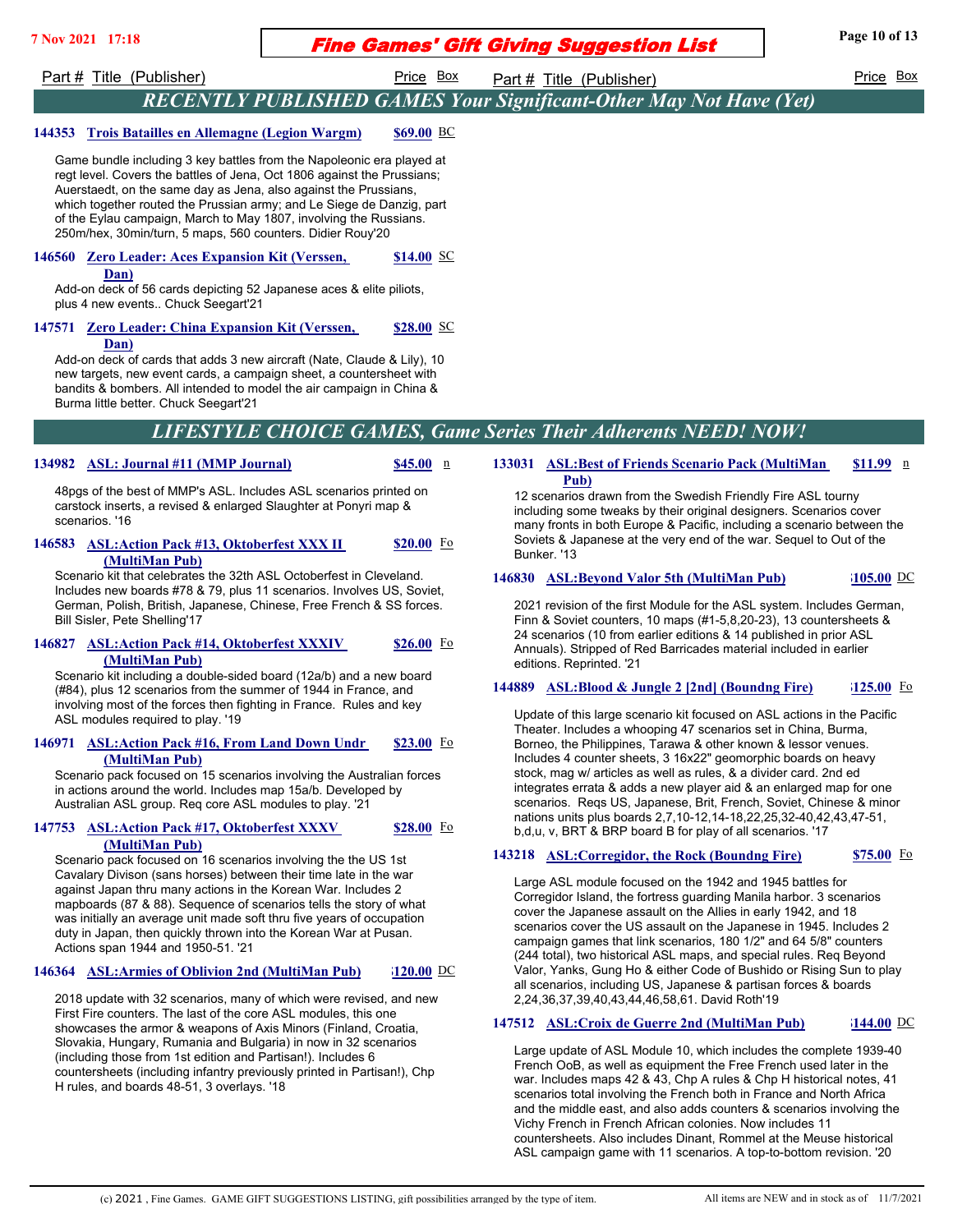## RECENTLY PUBLISHED GAMES Your Significant-Other May Not Have (Yet)

**144353 Trois Batailles en Allemagne (Legion Wargm) — $69.00 BC**

Game bundle including 3 key battles from the Napoleonic era played at regt level. Covers the battles of Jena, Oct 1806 against the Prussians; Auerstaedt, on the same day as Jena, also against the Prussians, which together routed the Prussian army; and Le Siege de Danzig, part of the Eylau campaign, March to May 1807, involving the Russians. 250m/hex, 30min/turn, 5 maps, 560 counters. Didier Rouy'20

**146560 Zero Leader: Aces Expansion Kit (Verssen, Dan) — $14.00 SC**

Add-on deck of 56 cards depicting 52 Japanese aces & elite piliots, plus 4 new events.. Chuck Seegart'21

**147571 Zero Leader: China Expansion Kit (Verssen, Dan) — $28.00 SC**

Add-on deck of cards that adds 3 new aircraft (Nate, Claude & Lily), 10 new targets, new event cards, a campaign sheet, a countersheet with bandits & bombers. All intended to model the air campaign in China & Burma little better. Chuck Seegart'21

## LIFESTYLE CHOICE GAMES, Game Series Their Adherents NEED! NOW!

**134982 ASL: Journal #11 (MMP Journal) — $45.00 n**

48pgs of the best of MMP's ASL. Includes ASL scenarios printed on carstock inserts, a revised & enlarged Slaughter at Ponyri map & scenarios. '16

**146583 ASL:Action Pack #13, Oktoberfest XXX II (MultiMan Pub) — $20.00 Fo**

Scenario kit that celebrates the 32th ASL Octoberfest in Cleveland. Includes new boards #78 & 79, plus 11 scenarios. Involves US, Soviet, German, Polish, British, Japanese, Chinese, Free French & SS forces. Bill Sisler, Pete Shelling'17

**146827 ASL:Action Pack #14, Oktoberfest XXXIV (MultiMan Pub) — $26.00 Fo**

Scenario kit including a double-sided board (12a/b) and a new board (#84), plus 12 scenarios from the summer of 1944 in France, and involving most of the forces then fighting in France. Rules and key ASL modules required to play. '19

**146971 ASL:Action Pack #16, From Land Down Undr (MultiMan Pub) — $23.00 Fo**

Scenario pack focused on 15 scenarios involving the Australian forces in actions around the world. Includes map 15a/b. Developed by Australian ASL group. Req core ASL modules to play. '21

**147753 ASL:Action Pack #17, Oktoberfest XXXV (MultiMan Pub) — $28.00 Fo**

Scenario pack focused on 16 scenarios involving the the US 1st Cavalary Divison (sans horses) between their time late in the war against Japan thru many actions in the Korean War. Includes 2 mapboards (87 & 88). Sequence of scenarios tells the story of what was initially an average unit made soft thru five years of occupation duty in Japan, then quickly thrown into the Korean War at Pusan. Actions span 1944 and 1950-51. '21

**146364 ASL:Armies of Oblivion 2nd (MultiMan Pub) — $120.00 DC**

2018 update with 32 scenarios, many of which were revised, and new First Fire counters. The last of the core ASL modules, this one showcases the armor & weapons of Axis Minors (Finland, Croatia, Slovakia, Hungary, Rumania and Bulgaria) in now in 32 scenarios (including those from 1st edition and Partisan!). Includes 6 countersheets (including infantry previously printed in Partisan!), Chp H rules, and boards 48-51, 3 overlays. '18

**133031 ASL:Best of Friends Scenario Pack (MultiMan Pub) — $11.99 n**

12 scenarios drawn from the Swedish Friendly Fire ASL tourny including some tweaks by their original designers. Scenarios cover many fronts in both Europe & Pacific, including a scenario between the Soviets & Japanese at the very end of the war. Sequel to Out of the Bunker. '13

**146830 ASL:Beyond Valor 5th (MultiMan Pub) — $105.00 DC**

2021 revision of the first Module for the ASL system. Includes German, Finn & Soviet counters, 10 maps (#1-5,8,20-23), 13 countersheets & 24 scenarios (10 from earlier editions & 14 published in prior ASL Annuals). Stripped of Red Barricades material included in earlier editions. Reprinted. '21

**144889 ASL:Blood & Jungle 2 [2nd] (Boundng Fire) — $125.00 Fo**

Update of this large scenario kit focused on ASL actions in the Pacific Theater. Includes a whooping 47 scenarios set in China, Burma, Borneo, the Philippines, Tarawa & other known & lessor venues. Includes 4 counter sheets, 3 16x22" geomorphic boards on heavy stock, mag w/ articles as well as rules, & a divider card. 2nd ed integrates errata & adds a new player aid & an enlarged map for one scenarios. Reqs US, Japanese, Brit, French, Soviet, Chinese & minor nations units plus boards 2,7,10-12,14-18,22,25,32-40,42,43,47-51, b,d,u, v, BRT & BRP board B for play of all scenarios. '17

**143218 ASL:Corregidor, the Rock (Boundng Fire) — $75.00 Fo**

Large ASL module focused on the 1942 and 1945 battles for Corregidor Island, the fortress guarding Manila harbor. 3 scenarios cover the Japanese assault on the Allies in early 1942, and 18 scenarios cover the US assault on the Japanese in 1945. Includes 2 campaign games that link scenarios, 180 1/2" and 64 5/8" counters (244 total), two historical ASL maps, and special rules. Req Beyond Valor, Yanks, Gung Ho & either Code of Bushido or Rising Sun to play all scenarios, including US, Japanese & partisan forces & boards 2,24,36,37,39,40,43,44,46,58,61. David Roth'19

**147512 ASL:Croix de Guerre 2nd (MultiMan Pub) — $144.00 DC**

Large update of ASL Module 10, which includes the complete 1939-40 French OoB, as well as equipment the Free French used later in the war. Includes maps 42 & 43, Chp A rules & Chp H historical notes, 41 scenarios total involving the French both in France and North Africa and the middle east, and also adds counters & scenarios involving the Vichy French in French African colonies. Now includes 11 countersheets. Also includes Dinant, Rommel at the Meuse historical ASL campaign game with 11 scenarios. A top-to-bottom revision. '20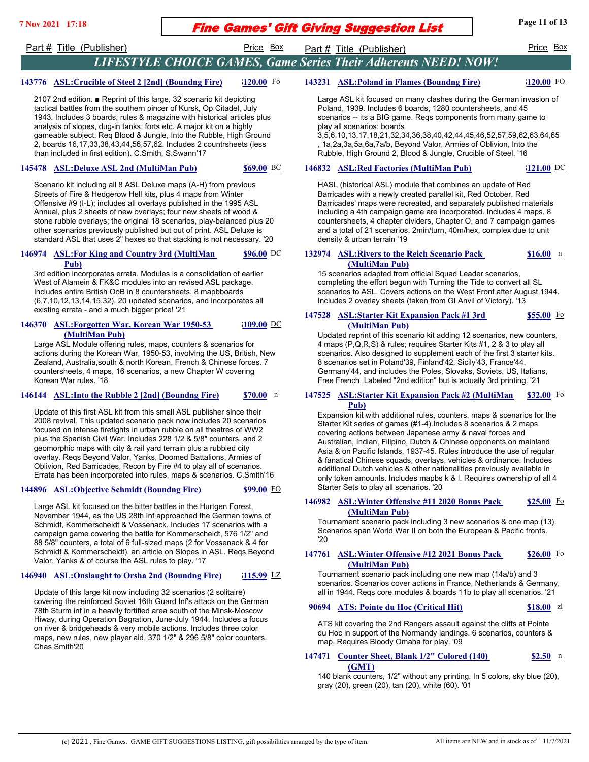# Fine Games' Gift Giving Suggestion List

## LIFESTYLE CHOICE GAMES, Game Series Their Adherents NEED! NOW!

| Part # | Title (Publisher) | Price | Box |
|---|---|---|---|

**143776 ASL:Crucible of Steel 2 [2nd] (Boundng Fire)** — $120.00 Fo

2107 2nd edition. ■ Reprint of this large, 32 scenario kit depicting tactical battles from the southern pincer of Kursk, Op Citadel, July 1943. Includes 3 boards, rules & magazine with historical articles plus analysis of slopes, dug-in tanks, forts etc. A major kit on a highly gameable subject. Req Blood & Jungle, Into the Rubble, High Ground 2, boards 16,17,33,38,43,44,56,57,62. Includes 2 countrsheets (less than included in first edition). C.Smith, S.Swann'17

**145478 ASL:Deluxe ASL 2nd (MultiMan Pub)** — $69.00 BC

Scenario kit including all 8 ASL Deluxe maps (A-H) from previous Streets of Fire & Hedgerow Hell kits, plus 4 maps from Winter Offensive #9 (I-L); includes all overlays published in the 1995 ASL Annual, plus 2 sheets of new overlays; four new sheets of wood & stone rubble overlays; the original 18 scenarios, play-balanced plus 20 other scenarios previously published but out of print. ASL Deluxe is standard ASL that uses 2" hexes so that stacking is not necessary. '20

**146974 ASL:For King and Country 3rd (MultiMan Pub)** — $96.00 DC

3rd edition incorporates errata. Modules is a consolidation of earlier West of Alamein & FK&C modules into an revised ASL package. Includes entire British OoB in 8 countersheets, 8 mapbboards (6,7,10,12,13,14,15,32), 20 updated scenarios, and incorporates all existing errata - and a much bigger price! '21

**146370 ASL:Forgotten War, Korean War 1950-53 (MultiMan Pub)** — $109.00 DC

Large ASL Module offering rules, maps, counters & scenarios for actions during the Korean War, 1950-53, involving the US, British, New Zealand, Australia,south & north Korean, French & Chinese forces. 7 countersheets, 4 maps, 16 scenarios, a new Chapter W covering Korean War rules. '18

**146144 ASL:Into the Rubble 2 [2nd] (Boundng Fire)** — $70.00 n

Update of this first ASL kit from this small ASL publisher since their 2008 revival. This updated scenario pack now includes 20 scenarios focused on intense firefights in urban rubble on all theatres of WW2 plus the Spanish Civil War. Includes 228 1/2 & 5/8" counters, and 2 geomorphic maps with city & rail yard terrain plus a rubbled city overlay. Reqs Beyond Valor, Yanks, Doomed Battalions, Armies of Oblivion, Red Barricades, Recon by Fire #4 to play all of scenarios. Errata has been incorporated into rules, maps & scenarios. C.Smith'16

**144896 ASL:Objective Schmidt (Boundng Fire)** — $99.00 FO

Large ASL kit focused on the bitter battles in the Hurtgen Forest, November 1944, as the US 28th Inf approached the German towns of Schmidt, Kommerscheidt & Vossenack. Includes 17 scenarios with a campaign game covering the battle for Kommerscheidt, 576 1/2" and 88 5/8" counters, a total of 6 full-sized maps (2 for Vossenack & 4 for Schmidt & Kommerscheidt), an article on Slopes in ASL. Reqs Beyond Valor, Yanks & of course the ASL rules to play. '17

**146940 ASL:Onslaught to Orsha 2nd (Boundng Fire)** — $115.99 LZ

Update of this large kit now including 32 scenarios (2 solitaire) covering the reinforced Soviet 16th Guard Inf's attack on the German 78th Sturm inf in a heavily fortified area south of the Minsk-Moscow Hiway, during Operation Bagration, June-July 1944. Includes a focus on river & bridgeheads & very mobile actions. Includes three color maps, new rules, new player aid, 370 1/2" & 296 5/8" color counters. Chas Smith'20

**143231 ASL:Poland in Flames (Boundng Fire)** — $120.00 FO

Large ASL kit focused on many clashes during the German invasion of Poland, 1939. Includes 6 boards, 1280 countersheets, and 45 scenarios -- its a BIG game. Reqs components from many game to play all scenarios: boards 3,5,6,10,13,17,18,21,32,34,36,38,40,42,44,45,46,52,57,59,62,63,64,65, 1a,2a,3a,5a,6a,7a/b, Beyond Valor, Armies of Oblivion, Into the Rubble, High Ground 2, Blood & Jungle, Crucible of Steel. '16

**146832 ASL:Red Factories (MultiMan Pub)** — $121.00 DC

HASL (historical ASL) module that combines an update of Red Barricades with a newly created parallel kit, Red October. Red Barricades' maps were recreated, and separately published materials including a 4th campaign game are incorporated. Includes 4 maps, 8 countersheets, 4 chapter dividers, Chapter O, and 7 campaign games and a total of 21 scenarios. 2min/turn, 40m/hex, complex due to unit density & urban terrain '19

**132974 ASL:Rivers to the Reich Scenario Pack (MultiMan Pub)** — $16.00 n

15 scenarios adapted from official Squad Leader scenarios, completing the effort begun with Turning the Tide to convert all SL scenarios to ASL. Covers actions on the West Front after August 1944. Includes 2 overlay sheets (taken from GI Anvil of Victory). '13

**147528 ASL:Starter Kit Expansion Pack #1 3rd (MultiMan Pub)** — $55.00 Fo

Updated reprint of this scenario kit adding 12 scenarios, new counters, 4 maps (P,Q,R,S) & rules; requires Starter Kits #1, 2 & 3 to play all scenarios. Also designed to supplement each of the first 3 starter kits. 8 scenarios set in Poland'39, Finland'42, Sicily'43, France'44, Germany'44, and includes the Poles, Slovaks, Soviets, US, Italians, Free French. Labeled "2nd edition" but is actually 3rd printing. '21

**147525 ASL:Starter Kit Expansion Pack #2 (MultiMan Pub)** — $32.00 Fo

Expansion kit with additional rules, counters, maps & scenarios for the Starter Kit series of games (#1-4).Includes 8 scenarios & 2 maps covering actions between Japanese army & naval forces and Australian, Indian, Filipino, Dutch & Chinese opponents on mainland Asia & on Pacific Islands, 1937-45. Rules introduce the use of regular & fanatical Chinese squads, overlays, vehicles & ordinance. Includes additional Dutch vehicles & other nationalities previously available in only token amounts. Includes mapbs k & l. Requires ownership of all 4 Starter Sets to play all scenarios. '20

**146982 ASL:Winter Offensive #11 2020 Bonus Pack (MultiMan Pub)** — $25.00 Fo

Tournament scenario pack including 3 new scenarios & one map (13). Scenarios span World War II on both the European & Pacific fronts. '20

**147761 ASL:Winter Offensive #12 2021 Bonus Pack (MultiMan Pub)** — $26.00 Fo

Tournament scenario pack including one new map (14a/b) and 3 scenarios. Scenarios cover actions in France, Netherlands & Germany, all in 1944. Reqs core modules & boards 11b to play all scenarios. '21

**90694 ATS: Pointe du Hoc (Critical Hit)** — $18.00 zl

ATS kit covering the 2nd Rangers assault against the cliffs at Pointe du Hoc in support of the Normandy landings. 6 scenarios, counters & map. Requires Bloody Omaha for play. '09

**147471 Counter Sheet, Blank 1/2" Colored (140) (GMT)** — $2.50 n

140 blank counters, 1/2" without any printing. In 5 colors, sky blue (20), gray (20), green (20), tan (20), white (60). '01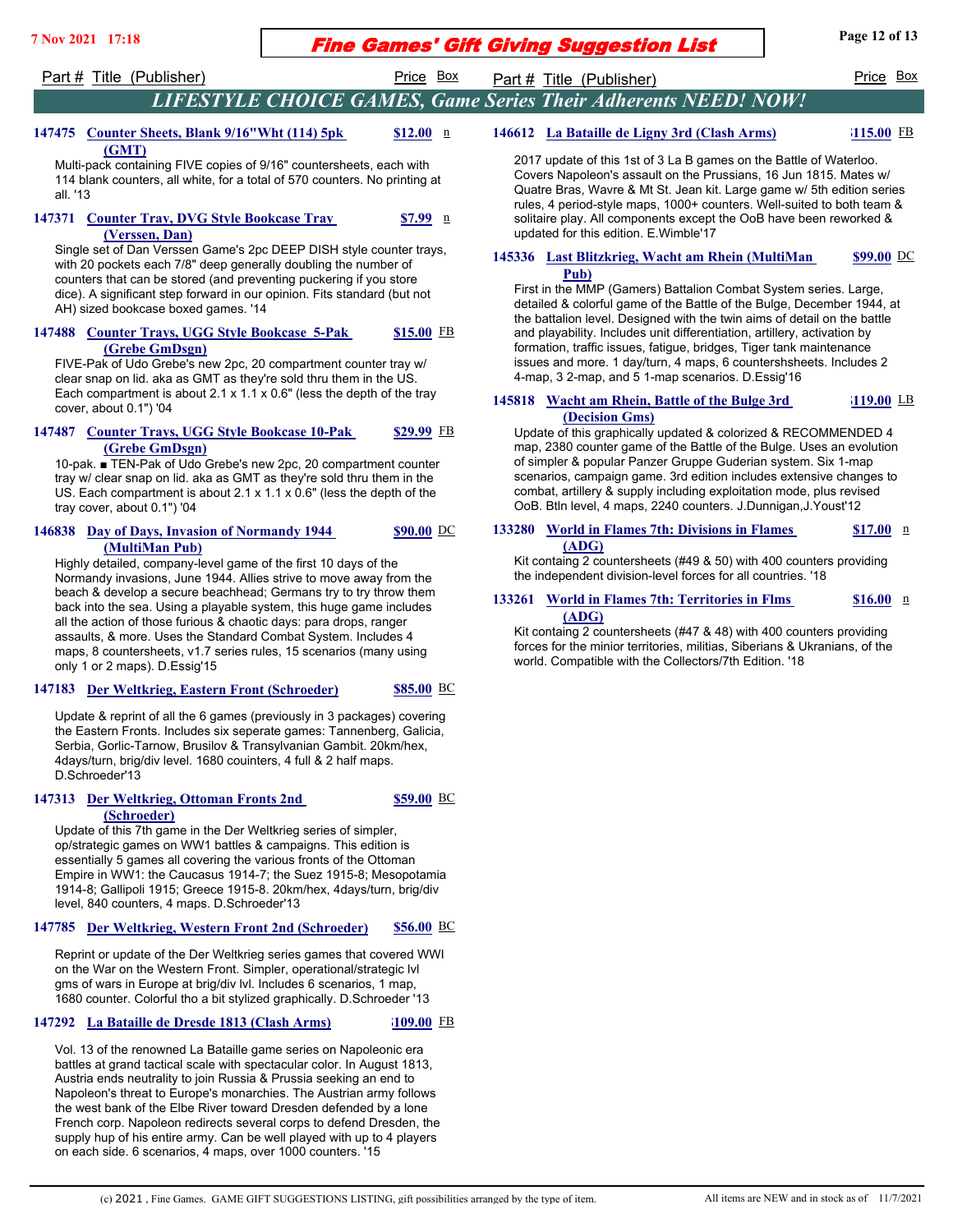## LIFESTYLE CHOICE GAMES, Game Series Their Adherents NEED! NOW!

Part # Title (Publisher) — Price — Box

**147475 Counter Sheets, Blank 9/16"Wht (114) 5pk (GMT)** — $12.00 — n

Multi-pack containing FIVE copies of 9/16" countersheets, each with 114 blank counters, all white, for a total of 570 counters. No printing at all. '13

**147371 Counter Tray, DVG Style Bookcase Tray (Verssen, Dan)** — $7.99 — n

Single set of Dan Verssen Game's 2pc DEEP DISH style counter trays, with 20 pockets each 7/8" deep generally doubling the number of counters that can be stored (and preventing puckering if you store dice). A significant step forward in our opinion. Fits standard (but not AH) sized bookcase boxed games. '14

**147488 Counter Trays, UGG Style Bookcase 5-Pak (Grebe GmDsgn)** — $15.00 — FB

FIVE-Pak of Udo Grebe's new 2pc, 20 compartment counter tray w/ clear snap on lid. aka as GMT as they're sold thru them in the US. Each compartment is about 2.1 x 1.1 x 0.6" (less the depth of the tray cover, about 0.1") '04

**147487 Counter Trays, UGG Style Bookcase 10-Pak (Grebe GmDsgn)** — $29.99 — FB

10-pak. ■ TEN-Pak of Udo Grebe's new 2pc, 20 compartment counter tray w/ clear snap on lid. aka as GMT as they're sold thru them in the US. Each compartment is about 2.1 x 1.1 x 0.6" (less the depth of the tray cover, about 0.1") '04

**146838 Day of Days, Invasion of Normandy 1944 (MultiMan Pub)** — $90.00 — DC

Highly detailed, company-level game of the first 10 days of the Normandy invasions, June 1944. Allies strive to move away from the beach & develop a secure beachhead; Germans try to try throw them back into the sea. Using a playable system, this huge game includes all the action of those furious & chaotic days: para drops, ranger assaults, & more. Uses the Standard Combat System. Includes 4 maps, 8 countersheets, v1.7 series rules, 15 scenarios (many using only 1 or 2 maps). D.Essig'15

**147183 Der Weltkrieg, Eastern Front (Schroeder)** — $85.00 — BC

Update & reprint of all the 6 games (previously in 3 packages) covering the Eastern Fronts. Includes six seperate games: Tannenberg, Galicia, Serbia, Gorlic-Tarnow, Brusilov & Transylvanian Gambit. 20km/hex, 4days/turn, brig/div level. 1680 couinters, 4 full & 2 half maps. D.Schroeder'13

**147313 Der Weltkrieg, Ottoman Fronts 2nd (Schroeder)** — $59.00 — BC

Update of this 7th game in the Der Weltkrieg series of simpler, op/strategic games on WW1 battles & campaigns. This edition is essentially 5 games all covering the various fronts of the Ottoman Empire in WW1: the Caucasus 1914-7; the Suez 1915-8; Mesopotamia 1914-8; Gallipoli 1915; Greece 1915-8. 20km/hex, 4days/turn, brig/div level, 840 counters, 4 maps. D.Schroeder'13

**147785 Der Weltkrieg, Western Front 2nd (Schroeder)** — $56.00 — BC

Reprint or update of the Der Weltkrieg series games that covered WWI on the War on the Western Front. Simpler, operational/strategic lvl gms of wars in Europe at brig/div lvl. Includes 6 scenarios, 1 map, 1680 counter. Colorful tho a bit stylized graphically. D.Schroeder '13

**147292 La Bataille de Dresde 1813 (Clash Arms)** — $109.00 — FB

Vol. 13 of the renowned La Bataille game series on Napoleonic era battles at grand tactical scale with spectacular color. In August 1813, Austria ends neutrality to join Russia & Prussia seeking an end to Napoleon's threat to Europe's monarchies. The Austrian army follows the west bank of the Elbe River toward Dresden defended by a lone French corp. Napoleon redirects several corps to defend Dresden, the supply hup of his entire army. Can be well played with up to 4 players on each side. 6 scenarios, 4 maps, over 1000 counters. '15

**146612 La Bataille de Ligny 3rd (Clash Arms)** — $115.00 — FB

2017 update of this 1st of 3 La B games on the Battle of Waterloo. Covers Napoleon's assault on the Prussians, 16 Jun 1815. Mates w/ Quatre Bras, Wavre & Mt St. Jean kit. Large game w/ 5th edition series rules, 4 period-style maps, 1000+ counters. Well-suited to both team & solitaire play. All components except the OoB have been reworked & updated for this edition. E.Wimble'17

**145336 Last Blitzkrieg, Wacht am Rhein (MultiMan Pub)** — $99.00 — DC

First in the MMP (Gamers) Battalion Combat System series. Large, detailed & colorful game of the Battle of the Bulge, December 1944, at the battalion level. Designed with the twin aims of detail on the battle and playability. Includes unit differentiation, artillery, activation by formation, traffic issues, fatigue, bridges, Tiger tank maintenance issues and more. 1 day/turn, 4 maps, 6 countershsheets. Includes 2 4-map, 3 2-map, and 5 1-map scenarios. D.Essig'16

**145818 Wacht am Rhein, Battle of the Bulge 3rd (Decision Gms)** — $119.00 — LB

Update of this graphically updated & colorized & RECOMMENDED 4 map, 2380 counter game of the Battle of the Bulge. Uses an evolution of simpler & popular Panzer Gruppe Guderian system. Six 1-map scenarios, campaign game. 3rd edition includes extensive changes to combat, artillery & supply including exploitation mode, plus revised OoB. Btln level, 4 maps, 2240 counters. J.Dunnigan,J.Youst'12

**133280 World in Flames 7th: Divisions in Flames (ADG)** — $17.00 — n

Kit containg 2 countersheets (#49 & 50) with 400 counters providing the independent division-level forces for all countries. '18

**133261 World in Flames 7th: Territories in Flms (ADG)** — $16.00 — n

Kit containg 2 countersheets (#47 & 48) with 400 counters providing forces for the minior territories, militias, Siberians & Ukranians, of the world. Compatible with the Collectors/7th Edition. '18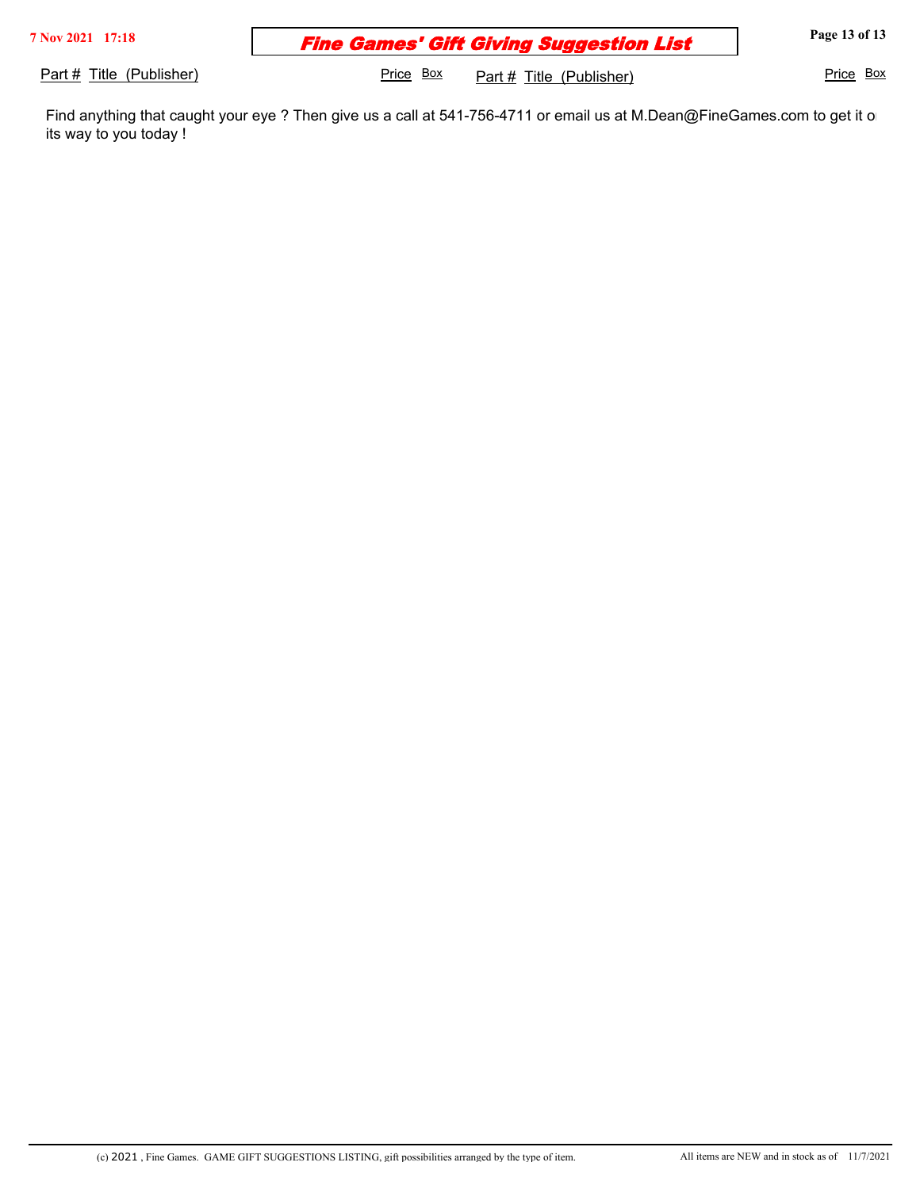| Part # Title (Publisher) | Price | Box | Part # Title (Publisher) | Price | Box |
|---|---|---|---|---|---|

Find anything that caught your eye ? Then give us a call at 541-756-4711 or email us at M.Dean@FineGames.com to get it on its way to you today !